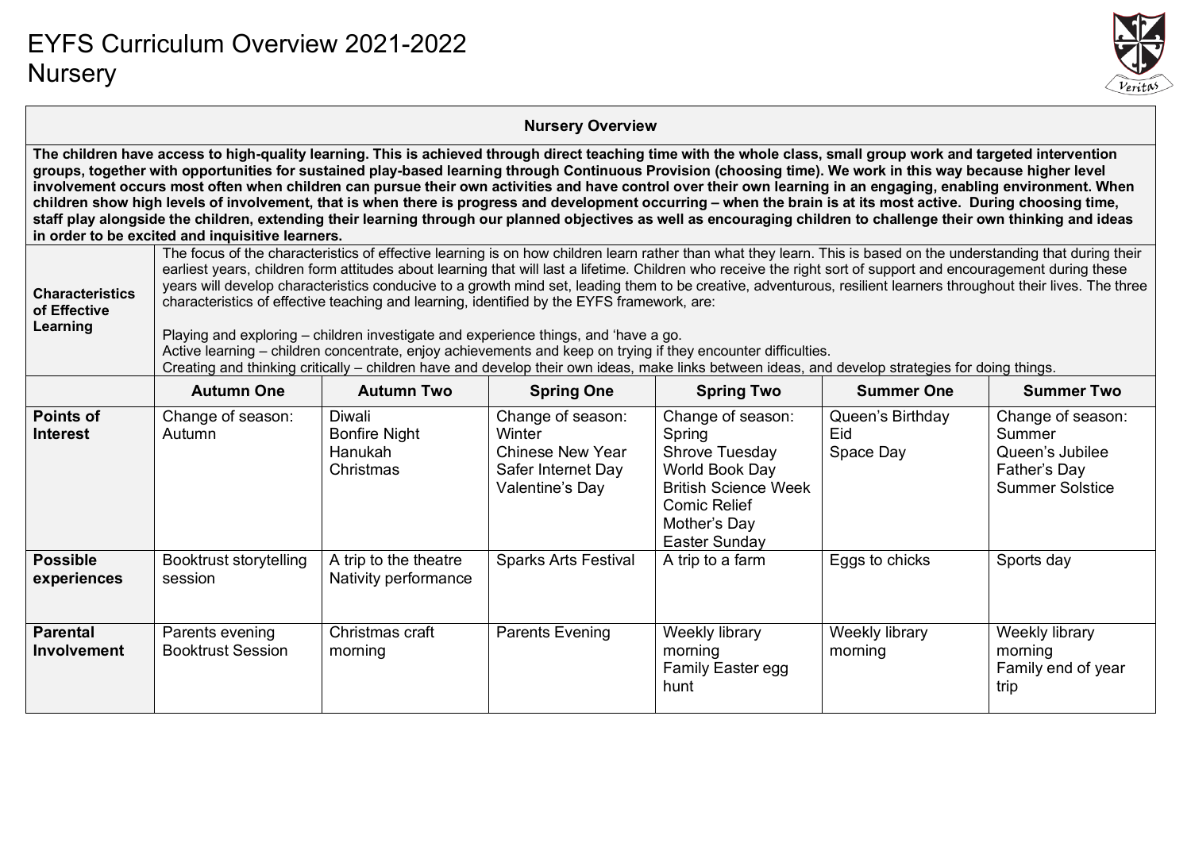# EYFS Curriculum Overview 2021-2022
## Nursery

| Nursery Overview | | | | | | |
|---|---|---|---|---|---|---|
| **The children have access to high-quality learning. This is achieved through direct teaching time with the whole class, small group work and targeted intervention groups, together with opportunities for sustained play-based learning through Continuous Provision (choosing time). We work in this way because higher level involvement occurs most often when children can pursue their own activities and have control over their own learning in an engaging, enabling environment. When children show high levels of involvement, that is when there is progress and development occurring – when the brain is at its most active. During choosing time, staff play alongside the children, extending their learning through our planned objectives as well as encouraging children to challenge their own thinking and ideas in order to be excited and inquisitive learners.** | | | | | | |
| **Characteristics of Effective Learning** | The focus of the characteristics of effective learning is on how children learn rather than what they learn. This is based on the understanding that during their earliest years, children form attitudes about learning that will last a lifetime. Children who receive the right sort of support and encouragement during these years will develop characteristics conducive to a growth mind set, leading them to be creative, adventurous, resilient learners throughout their lives. The three characteristics of effective teaching and learning, identified by the EYFS framework, are:<br><br>Playing and exploring – children investigate and experience things, and 'have a go.<br>Active learning – children concentrate, enjoy achievements and keep on trying if they encounter difficulties.<br>Creating and thinking critically – children have and develop their own ideas, make links between ideas, and develop strategies for doing things. | | | | | |
| | **Autumn One** | **Autumn Two** | **Spring One** | **Spring Two** | **Summer One** | **Summer Two** |
| **Points of Interest** | Change of season: Autumn | Diwali<br>Bonfire Night<br>Hanukah<br>Christmas | Change of season: Winter<br>Chinese New Year<br>Safer Internet Day<br>Valentine's Day | Change of season: Spring<br>Shrove Tuesday<br>World Book Day<br>British Science Week<br>Comic Relief<br>Mother's Day<br>Easter Sunday | Queen's Birthday<br>Eid<br>Space Day | Change of season: Summer<br>Queen's Jubilee<br>Father's Day<br>Summer Solstice |
| **Possible experiences** | Booktrust storytelling session | A trip to the theatre<br>Nativity performance | Sparks Arts Festival | A trip to a farm | Eggs to chicks | Sports day |
| **Parental Involvement** | Parents evening<br>Booktrust Session | Christmas craft morning | Parents Evening | Weekly library morning<br>Family Easter egg hunt | Weekly library morning | Weekly library morning<br>Family end of year trip |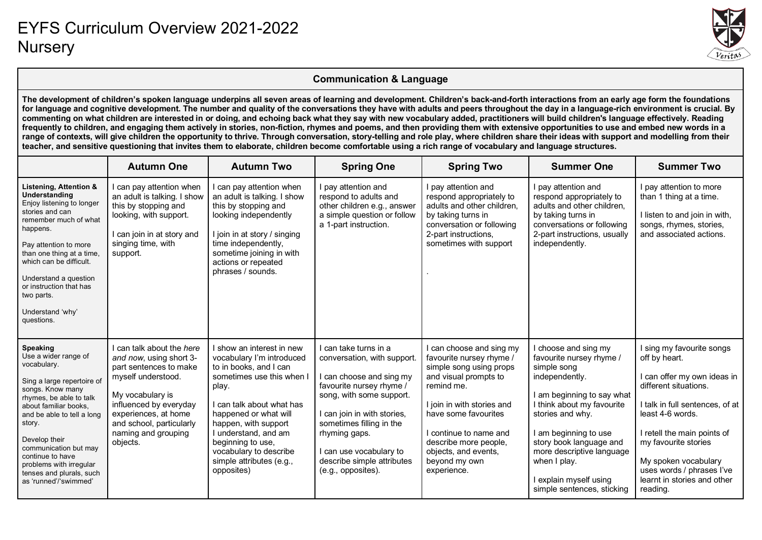# EYFS Curriculum Overview 2021-2022
## Nursery

| Communication & Language | | | | | | |
|---|---|---|---|---|---|---|
| **The development of children's spoken language underpins all seven areas of learning and development. Children's back-and-forth interactions from an early age form the foundations for language and cognitive development. The number and quality of the conversations they have with adults and peers throughout the day in a language-rich environment is crucial. By commenting on what children are interested in or doing, and echoing back what they say with new vocabulary added, practitioners will build children's language effectively. Reading frequently to children, and engaging them actively in stories, non-fiction, rhymes and poems, and then providing them with extensive opportunities to use and embed new words in a range of contexts, will give children the opportunity to thrive. Through conversation, story-telling and role play, where children share their ideas with support and modelling from their teacher, and sensitive questioning that invites them to elaborate, children become comfortable using a rich range of vocabulary and language structures.** | | | | | | |
| | **Autumn One** | **Autumn Two** | **Spring One** | **Spring Two** | **Summer One** | **Summer Two** |
| **Listening, Attention & Understanding**<br>Enjoy listening to longer stories and can remember much of what happens.<br><br>Pay attention to more than one thing at a time, which can be difficult.<br><br>Understand a question or instruction that has two parts.<br><br>Understand 'why' questions. | I can pay attention when an adult is talking. I show this by stopping and looking, with support.<br><br>I can join in at story and singing time, with support. | I can pay attention when an adult is talking. I show this by stopping and looking independently<br><br>I join in at story / singing time independently, sometime joining in with actions or repeated phrases / sounds. | I pay attention and respond to adults and other children e.g., answer a simple question or follow a 1-part instruction. | I pay attention and respond appropriately to adults and other children, by taking turns in conversation or following 2-part instructions, sometimes with support<br><br>. | I pay attention and respond appropriately to adults and other children, by taking turns in conversations or following 2-part instructions, usually independently. | I pay attention to more than 1 thing at a time.<br><br>I listen to and join in with, songs, rhymes, stories, and associated actions. |
| **Speaking**<br>Use a wider range of vocabulary.<br><br>Sing a large repertoire of songs. Know many rhymes, be able to talk about familiar books, and be able to tell a long story.<br><br>Develop their communication but may continue to have problems with irregular tenses and plurals, such as 'runned'/'swimmed' | I can talk about the *here and now*, using short 3-part sentences to make myself understood.<br><br>My vocabulary is influenced by everyday experiences, at home and school, particularly naming and grouping objects. | I show an interest in new vocabulary I'm introduced to in books, and I can sometimes use this when I play.<br><br>I can talk about what has happened or what will happen, with support<br>I understand, and am beginning to use, vocabulary to describe simple attributes (e.g., opposites) | I can take turns in a conversation, with support.<br><br>I can choose and sing my favourite nursery rhyme / song, with some support.<br><br>I can join in with stories, sometimes filling in the rhyming gaps.<br><br>I can use vocabulary to describe simple attributes (e.g., opposites). | I can choose and sing my favourite nursery rhyme / simple song using props and visual prompts to remind me.<br><br>I join in with stories and have some favourites<br><br>I continue to name and describe more people, objects, and events, beyond my own experience. | I choose and sing my favourite nursery rhyme / simple song independently.<br><br>I am beginning to say what I think about my favourite stories and why.<br><br>I am beginning to use story book language and more descriptive language when I play.<br><br>I explain myself using simple sentences, sticking | I sing my favourite songs off by heart.<br><br>I can offer my own ideas in different situations.<br><br>I talk in full sentences, of at least 4-6 words.<br><br>I retell the main points of my favourite stories<br><br>My spoken vocabulary uses words / phrases I've learnt in stories and other reading. |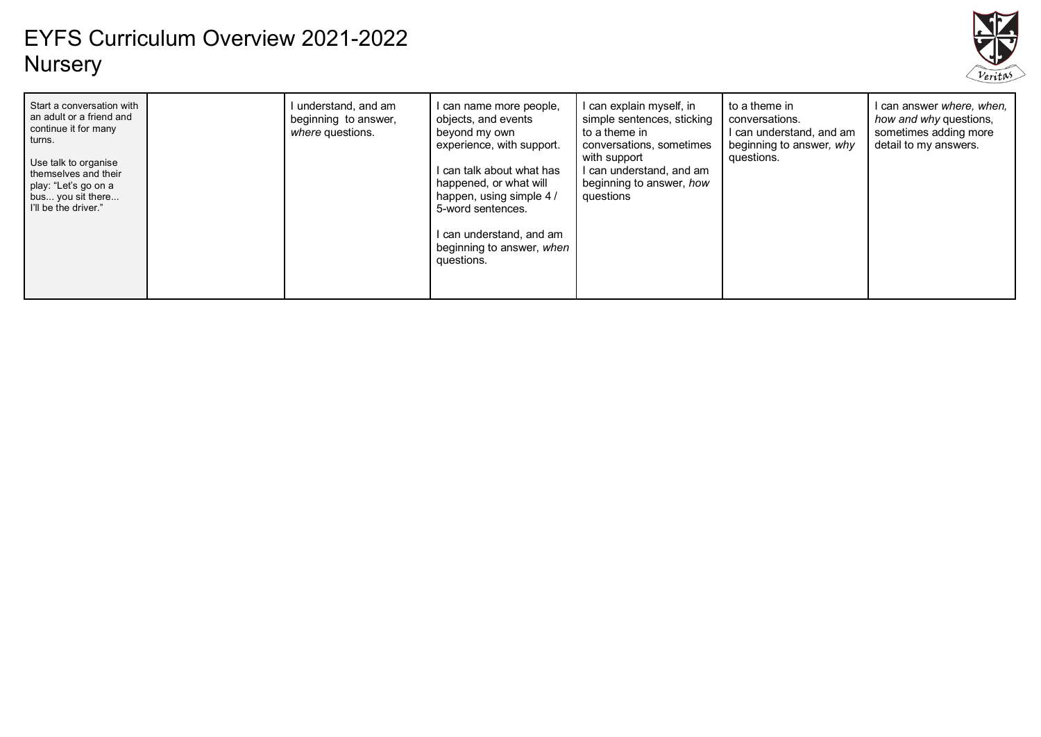# EYFS Curriculum Overview 2021-2022
## Nursery

| | | | | | | |
|---|---|---|---|---|---|---|
| Start a conversation with an adult or a friend and continue it for many turns.<br><br>Use talk to organise themselves and their play: "Let's go on a bus... you sit there... I'll be the driver." | | I understand, and am beginning to answer, *where* questions. | I can name more people, objects, and events beyond my own experience, with support.<br><br>I can talk about what has happened, or what will happen, using simple 4 / 5-word sentences.<br><br>I can understand, and am beginning to answer, *when* questions. | I can explain myself, in simple sentences, sticking to a theme in conversations, sometimes with support<br>I can understand, and am beginning to answer, *how* questions | to a theme in conversations.<br>I can understand, and am beginning to answer, *why* questions. | I can answer *where, when, how and why* questions, sometimes adding more detail to my answers. |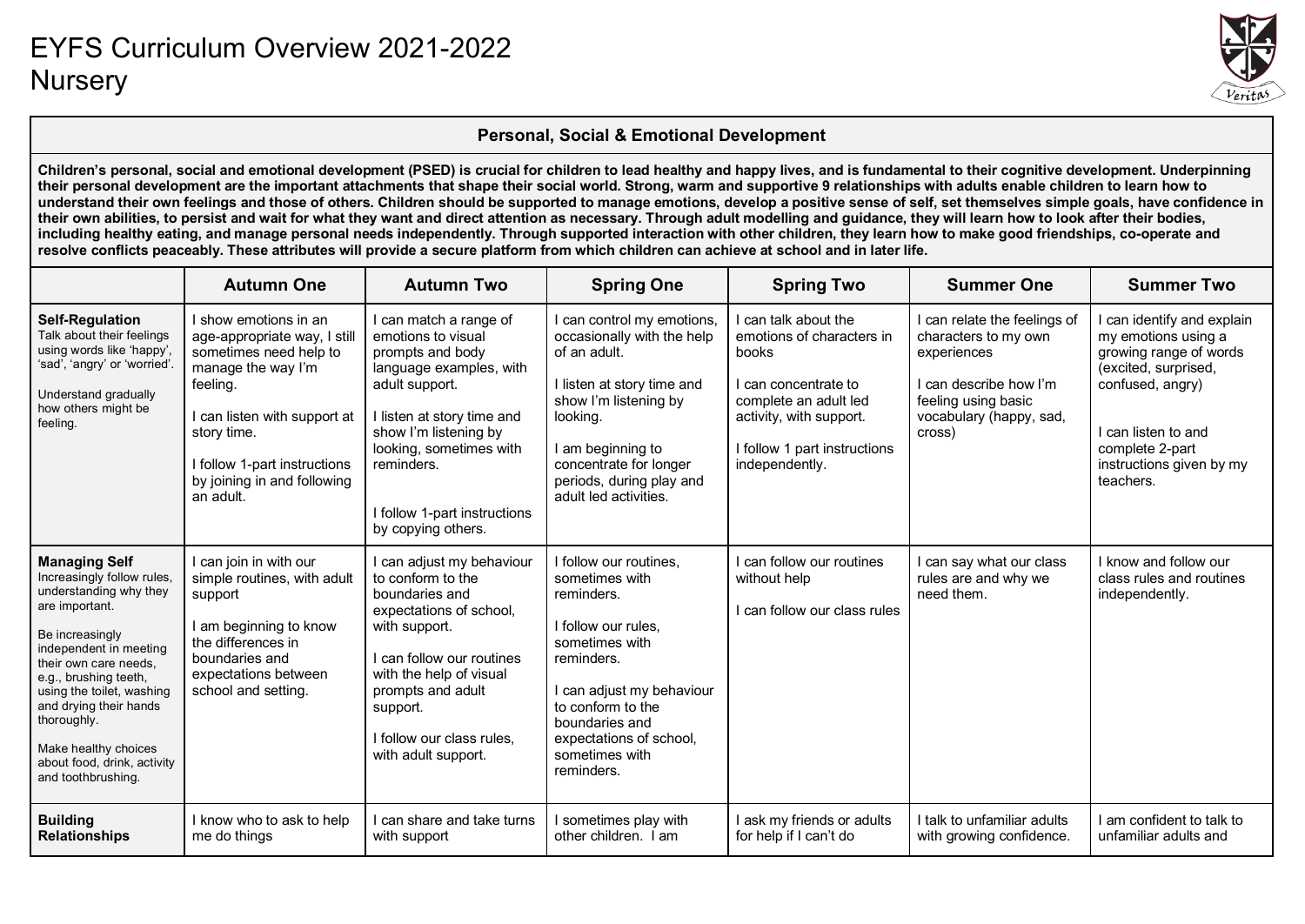# EYFS Curriculum Overview 2021-2022
## Nursery

| Personal, Social & Emotional Development | | | | | | |
|---|---|---|---|---|---|---|
| **Children's personal, social and emotional development (PSED) is crucial for children to lead healthy and happy lives, and is fundamental to their cognitive development. Underpinning their personal development are the important attachments that shape their social world. Strong, warm and supportive 9 relationships with adults enable children to learn how to understand their own feelings and those of others. Children should be supported to manage emotions, develop a positive sense of self, set themselves simple goals, have confidence in their own abilities, to persist and wait for what they want and direct attention as necessary. Through adult modelling and guidance, they will learn how to look after their bodies, including healthy eating, and manage personal needs independently. Through supported interaction with other children, they learn how to make good friendships, co-operate and resolve conflicts peaceably. These attributes will provide a secure platform from which children can achieve at school and in later life.** | | | | | | |
| | **Autumn One** | **Autumn Two** | **Spring One** | **Spring Two** | **Summer One** | **Summer Two** |
| **Self-Regulation**<br>Talk about their feelings using words like 'happy', 'sad', 'angry' or 'worried'.<br><br>Understand gradually how others might be feeling. | I show emotions in an age-appropriate way, I still sometimes need help to manage the way I'm feeling.<br><br>I can listen with support at story time.<br><br>I follow 1-part instructions by joining in and following an adult. | I can match a range of emotions to visual prompts and body language examples, with adult support.<br><br>I listen at story time and show I'm listening by looking, sometimes with reminders.<br><br>I follow 1-part instructions by copying others. | I can control my emotions, occasionally with the help of an adult.<br><br>I listen at story time and show I'm listening by looking.<br><br>I am beginning to concentrate for longer periods, during play and adult led activities. | I can talk about the emotions of characters in books<br><br>I can concentrate to complete an adult led activity, with support.<br><br>I follow 1 part instructions independently. | I can relate the feelings of characters to my own experiences<br><br>I can describe how I'm feeling using basic vocabulary (happy, sad, cross) | I can identify and explain my emotions using a growing range of words (excited, surprised, confused, angry)<br><br>I can listen to and complete 2-part instructions given by my teachers. |
| **Managing Self**<br>Increasingly follow rules, understanding why they are important.<br><br>Be increasingly independent in meeting their own care needs, e.g., brushing teeth, using the toilet, washing and drying their hands thoroughly.<br><br>Make healthy choices about food, drink, activity and toothbrushing. | I can join in with our simple routines, with adult support<br><br>I am beginning to know the differences in boundaries and expectations between school and setting. | I can adjust my behaviour to conform to the boundaries and expectations of school, with support.<br><br>I can follow our routines with the help of visual prompts and adult support.<br><br>I follow our class rules, with adult support. | I follow our routines, sometimes with reminders.<br><br>I follow our rules, sometimes with reminders.<br><br>I can adjust my behaviour to conform to the boundaries and expectations of school, sometimes with reminders. | I can follow our routines without help<br><br>I can follow our class rules | I can say what our class rules are and why we need them. | I know and follow our class rules and routines independently. |
| **Building Relationships** | I know who to ask to help me do things | I can share and take turns with support | I sometimes play with other children. I am | I ask my friends or adults for help if I can't do | I talk to unfamiliar adults with growing confidence. | I am confident to talk to unfamiliar adults and |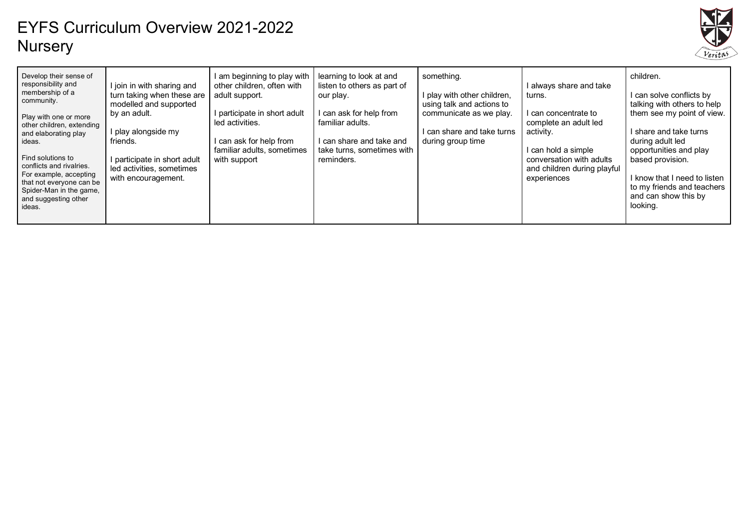# EYFS Curriculum Overview 2021-2022
## Nursery

| | | | | | | |
|---|---|---|---|---|---|---|
| Develop their sense of responsibility and membership of a community.<br><br>Play with one or more other children, extending and elaborating play ideas.<br><br>Find solutions to conflicts and rivalries. For example, accepting that not everyone can be Spider-Man in the game, and suggesting other ideas. | I join in with sharing and turn taking when these are modelled and supported by an adult.<br><br>I play alongside my friends.<br><br>I participate in short adult led activities, sometimes with encouragement. | I am beginning to play with other children, often with adult support.<br><br>I participate in short adult led activities.<br><br>I can ask for help from familiar adults, sometimes with support | learning to look at and listen to others as part of our play.<br><br>I can ask for help from familiar adults.<br><br>I can share and take and take turns, sometimes with reminders. | something.<br><br>I play with other children, using talk and actions to communicate as we play.<br><br>I can share and take turns during group time | I always share and take turns.<br><br>I can concentrate to complete an adult led activity.<br><br>I can hold a simple conversation with adults and children during playful experiences | children.<br><br>I can solve conflicts by talking with others to help them see my point of view.<br><br>I share and take turns during adult led opportunities and play based provision.<br><br>I know that I need to listen to my friends and teachers and can show this by looking. |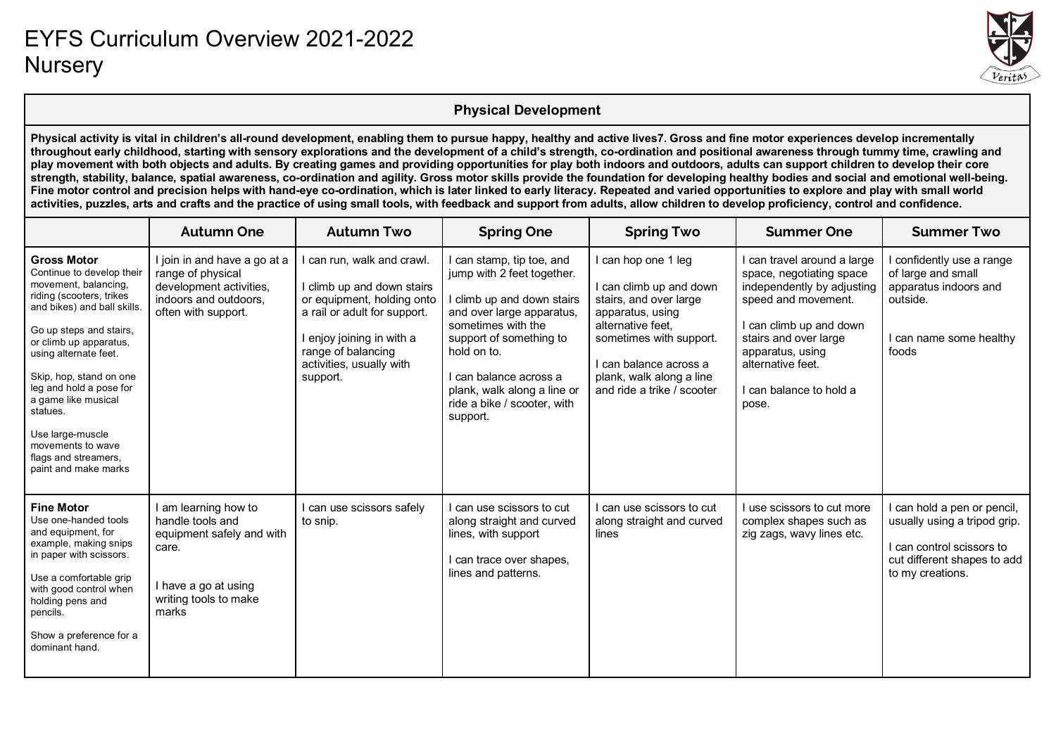# EYFS Curriculum Overview 2021-2022
# Nursery

## Physical Development

**Physical activity is vital in children's all-round development, enabling them to pursue happy, healthy and active lives7. Gross and fine motor experiences develop incrementally throughout early childhood, starting with sensory explorations and the development of a child's strength, co-ordination and positional awareness through tummy time, crawling and play movement with both objects and adults. By creating games and providing opportunities for play both indoors and outdoors, adults can support children to develop their core strength, stability, balance, spatial awareness, co-ordination and agility. Gross motor skills provide the foundation for developing healthy bodies and social and emotional well-being. Fine motor control and precision helps with hand-eye co-ordination, which is later linked to early literacy. Repeated and varied opportunities to explore and play with small world activities, puzzles, arts and crafts and the practice of using small tools, with feedback and support from adults, allow children to develop proficiency, control and confidence.**

| | Autumn One | Autumn Two | Spring One | Spring Two | Summer One | Summer Two |
|---|---|---|---|---|---|---|
| **Gross Motor**<br>Continue to develop their movement, balancing, riding (scooters, trikes and bikes) and ball skills.<br><br>Go up steps and stairs, or climb up apparatus, using alternate feet.<br><br>Skip, hop, stand on one leg and hold a pose for a game like musical statues.<br><br>Use large-muscle movements to wave flags and streamers, paint and make marks | I join in and have a go at a range of physical development activities, indoors and outdoors, often with support. | I can run, walk and crawl.<br><br>I climb up and down stairs or equipment, holding onto a rail or adult for support.<br><br>I enjoy joining in with a range of balancing activities, usually with support. | I can stamp, tip toe, and jump with 2 feet together.<br><br>I climb up and down stairs and over large apparatus, sometimes with the support of something to hold on to.<br><br>I can balance across a plank, walk along a line or ride a bike / scooter, with support. | I can hop one 1 leg<br><br>I can climb up and down stairs, and over large apparatus, using alternative feet, sometimes with support.<br><br>I can balance across a plank, walk along a line and ride a trike / scooter | I can travel around a large space, negotiating space independently by adjusting speed and movement.<br><br>I can climb up and down stairs and over large apparatus, using alternative feet.<br><br>I can balance to hold a pose. | I confidently use a range of large and small apparatus indoors and outside.<br><br>I can name some healthy foods |
| **Fine Motor**<br>Use one-handed tools and equipment, for example, making snips in paper with scissors.<br><br>Use a comfortable grip with good control when holding pens and pencils.<br><br>Show a preference for a dominant hand. | I am learning how to handle tools and equipment safely and with care.<br><br>I have a go at using writing tools to make marks | I can use scissors safely to snip. | I can use scissors to cut along straight and curved lines, with support<br><br>I can trace over shapes, lines and patterns. | I can use scissors to cut along straight and curved lines | I use scissors to cut more complex shapes such as zig zags, wavy lines etc. | I can hold a pen or pencil, usually using a tripod grip.<br><br>I can control scissors to cut different shapes to add to my creations. |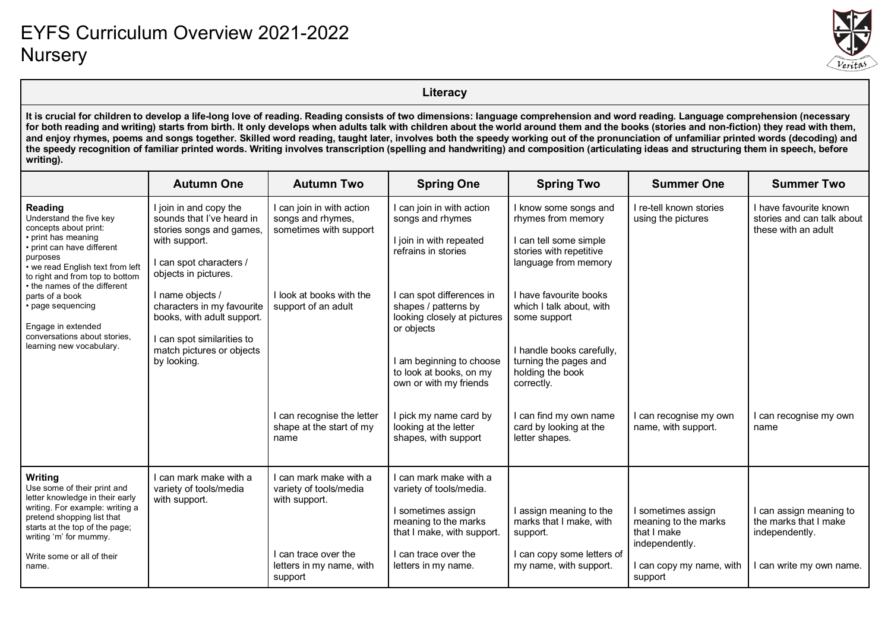# EYFS Curriculum Overview 2021-2022
## Nursery

| Literacy | | | | | | |
|---|---|---|---|---|---|---|
| **It is crucial for children to develop a life-long love of reading. Reading consists of two dimensions: language comprehension and word reading. Language comprehension (necessary for both reading and writing) starts from birth. It only develops when adults talk with children about the world around them and the books (stories and non-fiction) they read with them, and enjoy rhymes, poems and songs together. Skilled word reading, taught later, involves both the speedy working out of the pronunciation of unfamiliar printed words (decoding) and the speedy recognition of familiar printed words. Writing involves transcription (spelling and handwriting) and composition (articulating ideas and structuring them in speech, before writing).** | | | | | | |
| | **Autumn One** | **Autumn Two** | **Spring One** | **Spring Two** | **Summer One** | **Summer Two** |
| **Reading**<br>Understand the five key concepts about print:<br>• print has meaning<br>• print can have different purposes<br>• we read English text from left to right and from top to bottom<br>• the names of the different parts of a book<br>• page sequencing<br><br>Engage in extended conversations about stories, learning new vocabulary. | I join in and copy the sounds that I've heard in stories songs and games, with support.<br><br>I can spot characters / objects in pictures.<br><br>I name objects / characters in my favourite books, with adult support.<br><br>I can spot similarities to match pictures or objects by looking. | I can join in with action songs and rhymes, sometimes with support<br><br>I look at books with the support of an adult<br><br>I can recognise the letter shape at the start of my name | I can join in with action songs and rhymes<br><br>I join in with repeated refrains in stories<br><br>I can spot differences in shapes / patterns by looking closely at pictures or objects<br><br>I am beginning to choose to look at books, on my own or with my friends<br><br>I pick my name card by looking at the letter shapes, with support | I know some songs and rhymes from memory<br><br>I can tell some simple stories with repetitive language from memory<br><br>I have favourite books which I talk about, with some support<br><br>I handle books carefully, turning the pages and holding the book correctly.<br><br>I can find my own name card by looking at the letter shapes. | I re-tell known stories using the pictures<br><br>I can recognise my own name, with support. | I have favourite known stories and can talk about these with an adult<br><br>I can recognise my own name |
| **Writing**<br>Use some of their print and letter knowledge in their early writing. For example: writing a pretend shopping list that starts at the top of the page; writing 'm' for mummy.<br><br>Write some or all of their name. | I can mark make with a variety of tools/media with support. | I can mark make with a variety of tools/media with support.<br><br>I can trace over the letters in my name, with support | I can mark make with a variety of tools/media.<br><br>I sometimes assign meaning to the marks that I make, with support.<br><br>I can trace over the letters in my name. | I assign meaning to the marks that I make, with support.<br><br>I can copy some letters of my name, with support. | I sometimes assign meaning to the marks that I make independently.<br><br>I can copy my name, with support | I can assign meaning to the marks that I make independently.<br><br>I can write my own name. |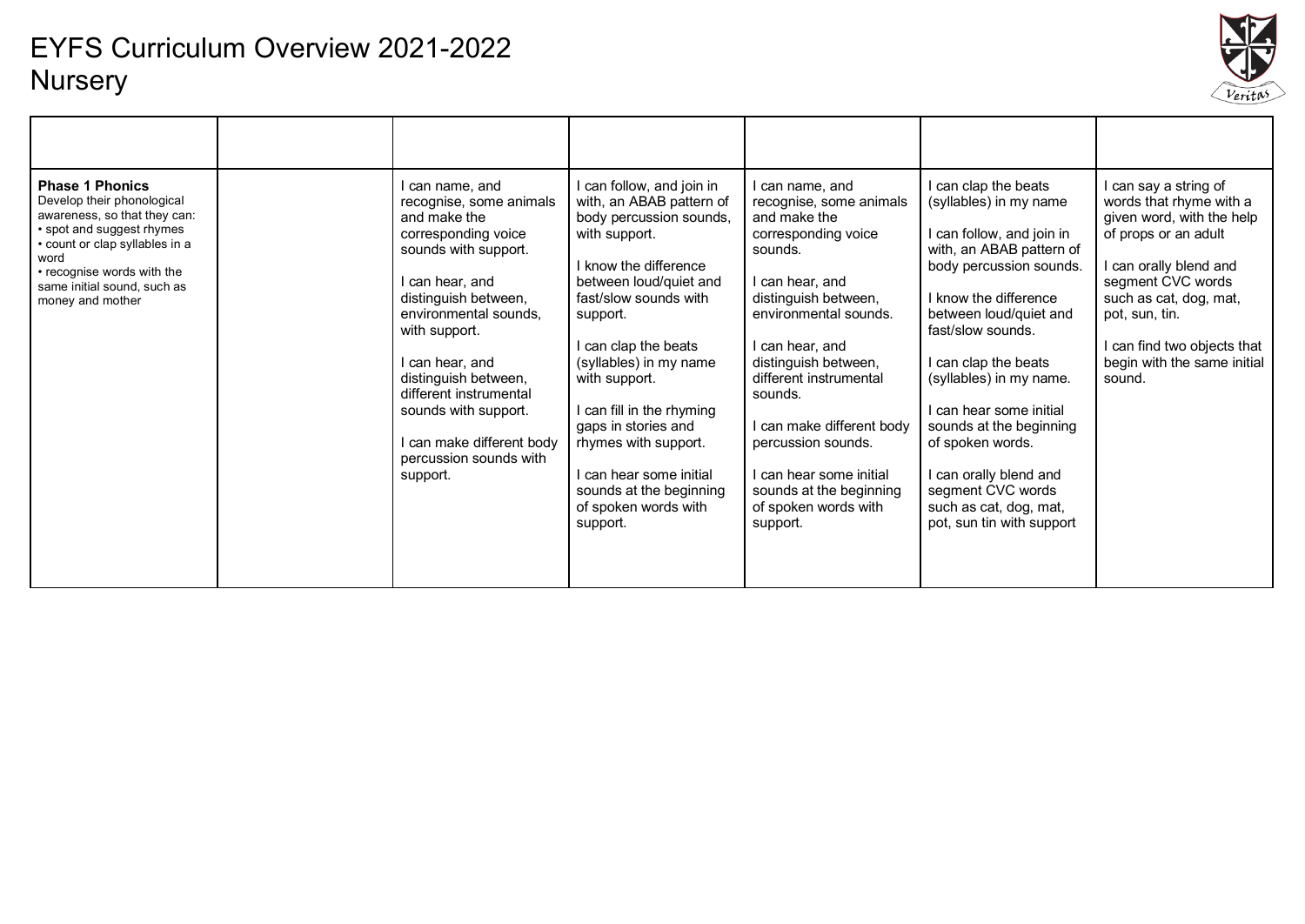# EYFS Curriculum Overview 2021-2022
## Nursery

| | | | | | | |
|---|---|---|---|---|---|---|
| **Phase 1 Phonics**<br>Develop their phonological awareness, so that they can:<br>• spot and suggest rhymes<br>• count or clap syllables in a word<br>• recognise words with the same initial sound, such as money and mother | | I can name, and recognise, some animals and make the corresponding voice sounds with support.<br><br>I can hear, and distinguish between, environmental sounds, with support.<br><br>I can hear, and distinguish between, different instrumental sounds with support.<br><br>I can make different body percussion sounds with support. | I can follow, and join in with, an ABAB pattern of body percussion sounds, with support.<br><br>I know the difference between loud/quiet and fast/slow sounds with support.<br><br>I can clap the beats (syllables) in my name with support.<br><br>I can fill in the rhyming gaps in stories and rhymes with support.<br><br>I can hear some initial sounds at the beginning of spoken words with support. | I can name, and recognise, some animals and make the corresponding voice sounds.<br><br>I can hear, and distinguish between, environmental sounds.<br><br>I can hear, and distinguish between, different instrumental sounds.<br><br>I can make different body percussion sounds.<br><br>I can hear some initial sounds at the beginning of spoken words with support. | I can clap the beats (syllables) in my name<br><br>I can follow, and join in with, an ABAB pattern of body percussion sounds.<br><br>I know the difference between loud/quiet and fast/slow sounds.<br><br>I can clap the beats (syllables) in my name.<br><br>I can hear some initial sounds at the beginning of spoken words.<br><br>I can orally blend and segment CVC words such as cat, dog, mat, pot, sun tin with support | I can say a string of words that rhyme with a given word, with the help of props or an adult<br><br>I can orally blend and segment CVC words such as cat, dog, mat, pot, sun, tin.<br><br>I can find two objects that begin with the same initial sound. |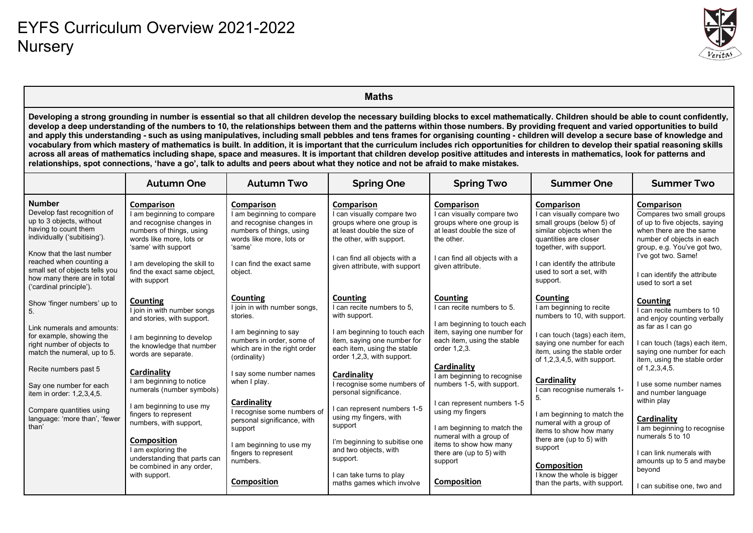# EYFS Curriculum Overview 2021-2022
# Nursery

## Maths

**Developing a strong grounding in number is essential so that all children develop the necessary building blocks to excel mathematically. Children should be able to count confidently, develop a deep understanding of the numbers to 10, the relationships between them and the patterns within those numbers. By providing frequent and varied opportunities to build and apply this understanding - such as using manipulatives, including small pebbles and tens frames for organising counting - children will develop a secure base of knowledge and vocabulary from which mastery of mathematics is built. In addition, it is important that the curriculum includes rich opportunities for children to develop their spatial reasoning skills across all areas of mathematics including shape, space and measures. It is important that children develop positive attitudes and interests in mathematics, look for patterns and relationships, spot connections, 'have a go', talk to adults and peers about what they notice and not be afraid to make mistakes.**

| | Autumn One | Autumn Two | Spring One | Spring Two | Summer One | Summer Two |
|---|---|---|---|---|---|---|
| **Number**<br>Develop fast recognition of up to 3 objects, without having to count them individually ('subitising').<br><br>Know that the last number reached when counting a small set of objects tells you how many there are in total ('cardinal principle').<br><br>Show 'finger numbers' up to 5.<br><br>Link numerals and amounts: for example, showing the right number of objects to match the numeral, up to 5.<br><br>Recite numbers past 5<br><br>Say one number for each item in order: 1,2,3,4,5.<br><br>Compare quantities using language: 'more than', 'fewer than' | **Comparison**<br>I am beginning to compare and recognise changes in numbers of things, using words like more, lots or 'same' with support<br><br>I am developing the skill to find the exact same object, with support<br><br>**Counting**<br>I join in with number songs and stories, with support.<br><br>I am beginning to develop the knowledge that number words are separate.<br><br>**Cardinality**<br>I am beginning to notice numerals (number symbols)<br><br>I am beginning to use my fingers to represent numbers, with support,<br><br>**Composition**<br>I am exploring the understanding that parts can be combined in any order, with support. | **Comparison**<br>I am beginning to compare and recognise changes in numbers of things, using words like more, lots or 'same'<br><br>I can find the exact same object.<br><br>**Counting**<br>I join in with number songs, stories.<br><br>I am beginning to say numbers in order, some of which are in the right order (ordinality)<br><br>I say some number names when I play.<br><br>**Cardinality**<br>I recognise some numbers of personal significance, with support<br><br>I am beginning to use my fingers to represent numbers.<br><br>**Composition** | **Comparison**<br>I can visually compare two groups where one group is at least double the size of the other, with support.<br><br>I can find all objects with a given attribute, with support<br><br>**Counting**<br>I can recite numbers to 5, with support.<br><br>I am beginning to touch each item, saying one number for each item, using the stable order 1,2,3, with support.<br><br>**Cardinality**<br>I recognise some numbers of personal significance.<br><br>I can represent numbers 1-5 using my fingers, with support<br><br>I'm beginning to subitise one and two objects, with support.<br><br>I can take turns to play maths games which involve | **Comparison**<br>I can visually compare two groups where one group is at least double the size of the other.<br><br>I can find all objects with a given attribute.<br><br>**Counting**<br>I can recite numbers to 5.<br><br>I am beginning to touch each item, saying one number for each item, using the stable order 1,2,3.<br><br>**Cardinality**<br>I am beginning to recognise numbers 1-5, with support.<br><br>I can represent numbers 1-5 using my fingers<br><br>I am beginning to match the numeral with a group of items to show how many there are (up to 5) with support<br><br>**Composition** | **Comparison**<br>I can visually compare two small groups (below 5) of similar objects when the quantities are closer together, with support.<br><br>I can identify the attribute used to sort a set, with support.<br><br>**Counting**<br>I am beginning to recite numbers to 10, with support.<br><br>I can touch (tags) each item, saying one number for each item, using the stable order of 1,2,3,4,5, with support.<br><br>**Cardinality**<br>I can recognise numerals 1-5.<br><br>I am beginning to match the numeral with a group of items to show how many there are (up to 5) with support<br><br>**Composition**<br>I know the whole is bigger than the parts, with support. | **Comparison**<br>Compares two small groups of up to five objects, saying when there are the same number of objects in each group, e.g. You've got two, I've got two. Same!<br><br>I can identify the attribute used to sort a set<br><br>**Counting**<br>I can recite numbers to 10 and enjoy counting verbally as far as I can go<br><br>I can touch (tags) each item, saying one number for each item, using the stable order of 1,2,3,4,5.<br><br>I use some number names and number language within play<br><br>**Cardinality**<br>I am beginning to recognise numerals 5 to 10<br><br>I can link numerals with amounts up to 5 and maybe beyond<br><br>I can subitise one, two and |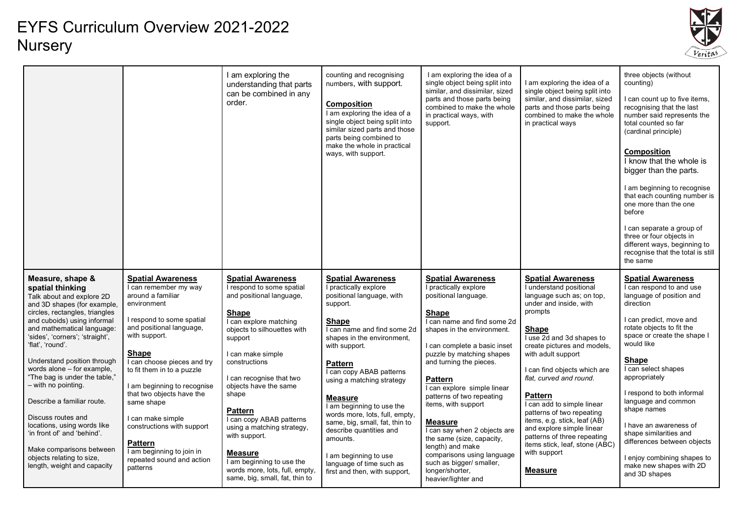# EYFS Curriculum Overview 2021-2022
## Nursery

| | | | | | | | |
|---|---|---|---|---|---|---|---|
| | | I am exploring the understanding that parts can be combined in any order. | counting and recognising numbers, with support.<br><br>**Composition**<br>I am exploring the idea of a single object being split into similar sized parts and those parts being combined to make the whole in practical ways, with support. | I am exploring the idea of a single object being split into similar, and dissimilar, sized parts and those parts being combined to make the whole in practical ways, with support. | I am exploring the idea of a single object being split into similar, and dissimilar, sized parts and those parts being combined to make the whole in practical ways | three objects (without counting)<br><br>I can count up to five items, recognising that the last number said represents the total counted so far (cardinal principle)<br><br>**Composition**<br>I know that the whole is bigger than the parts.<br><br>I am beginning to recognise that each counting number is one more than the one before<br><br>I can separate a group of three or four objects in different ways, beginning to recognise that the total is still the same |
| **Measure, shape & spatial thinking**<br>Talk about and explore 2D and 3D shapes (for example, circles, rectangles, triangles and cuboids) using informal and mathematical language: 'sides', 'corners'; 'straight', 'flat', 'round'.<br><br>Understand position through words alone – for example, "The bag is under the table," – with no pointing.<br><br>Describe a familiar route.<br><br>Discuss routes and locations, using words like 'in front of' and 'behind'.<br><br>Make comparisons between objects relating to size, length, weight and capacity | **Spatial Awareness**<br>I can remember my way around a familiar environment<br><br>I respond to some spatial and positional language, with support.<br><br>**Shape**<br>I can choose pieces and try to fit them in to a puzzle<br><br>I am beginning to recognise that two objects have the same shape<br><br>I can make simple constructions with support<br><br>**Pattern**<br>I am beginning to join in repeated sound and action patterns | **Spatial Awareness**<br>I respond to some spatial and positional language,<br><br>**Shape**<br>I can explore matching objects to silhouettes with support<br><br>I can make simple constructions<br><br>I can recognise that two objects have the same shape<br><br>**Pattern**<br>I can copy ABAB patterns using a matching strategy, with support.<br><br>**Measure**<br>I am beginning to use the words more, lots, full, empty, same, big, small, fat, thin to | **Spatial Awareness**<br>I practically explore positional language, with support.<br><br>**Shape**<br>I can name and find some 2d shapes in the environment, with support.<br><br>**Pattern**<br>I can copy ABAB patterns using a matching strategy<br><br>**Measure**<br>I am beginning to use the words more, lots, full, empty, same, big, small, fat, thin to describe quantities and amounts.<br><br>I am beginning to use language of time such as first and then, with support, | **Spatial Awareness**<br>I practically explore positional language.<br><br>**Shape**<br>I can name and find some 2d shapes in the environment.<br><br>I can complete a basic inset puzzle by matching shapes and turning the pieces.<br><br>**Pattern**<br>I can explore simple linear patterns of two repeating items, with support<br><br>**Measure**<br>I can say when 2 objects are the same (size, capacity, length) and make comparisons using language such as bigger/ smaller, longer/shorter, heavier/lighter and | **Spatial Awareness**<br>I understand positional language such as; on top, under and inside, with prompts<br><br>**Shape**<br>I use 2d and 3d shapes to create pictures and models, with adult support<br><br>I can find objects which are *flat, curved and round.*<br><br>**Pattern**<br>I can add to simple linear patterns of two repeating items, e.g. stick, leaf (AB) and explore simple linear patterns of three repeating items stick, leaf, stone (ABC) with support<br><br>**Measure** | **Spatial Awareness**<br>I can respond to and use language of position and direction<br><br>I can predict, move and rotate objects to fit the space or create the shape I would like<br><br>**Shape**<br>I can select shapes appropriately<br><br>I respond to both informal language and common shape names<br><br>I have an awareness of shape similarities and differences between objects<br><br>I enjoy combining shapes to make new shapes with 2D and 3D shapes |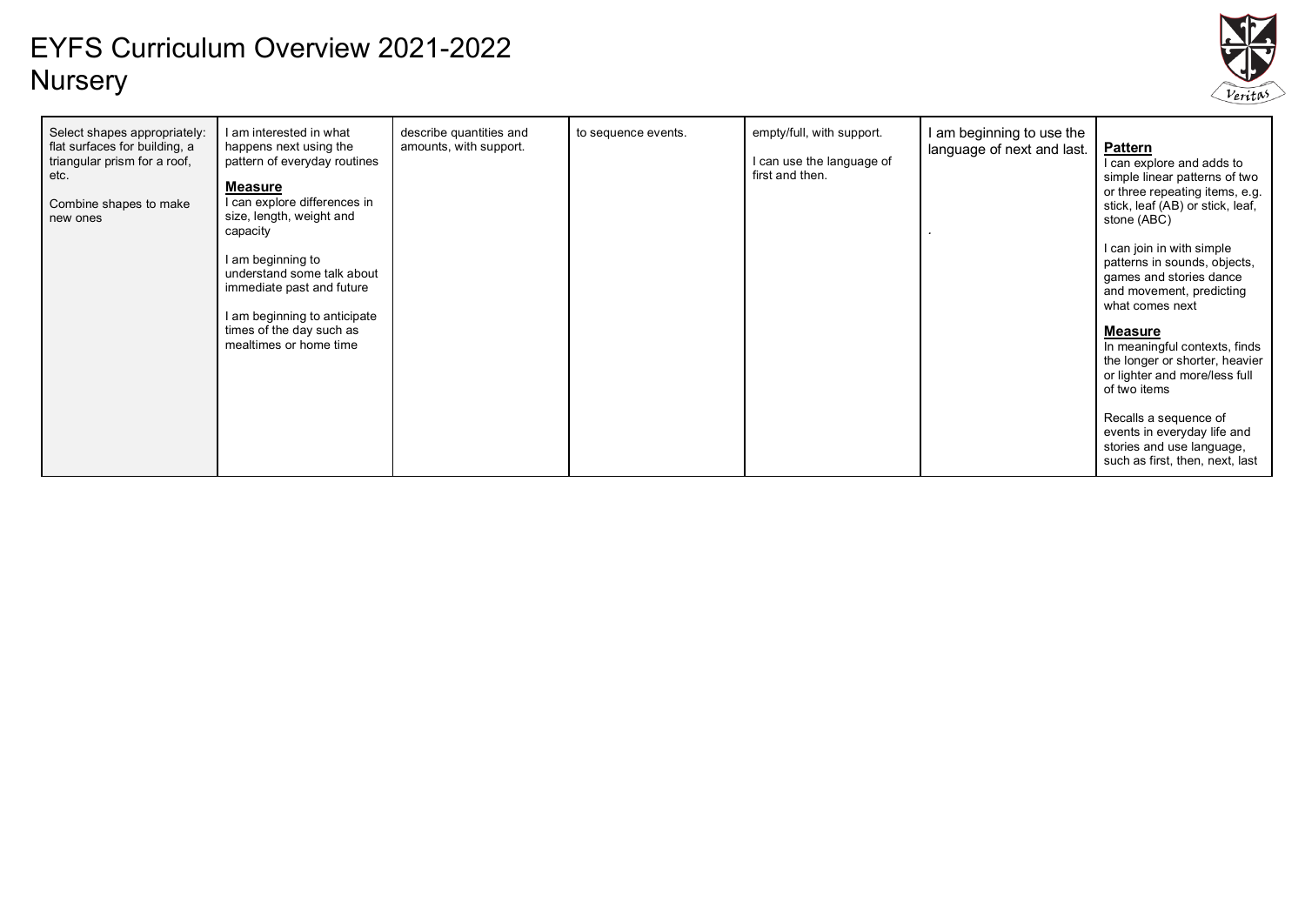# EYFS Curriculum Overview 2021-2022
## Nursery

| | | | | | | |
|---|---|---|---|---|---|---|
| Select shapes appropriately: flat surfaces for building, a triangular prism for a roof, etc.<br><br>Combine shapes to make new ones | I am interested in what happens next using the pattern of everyday routines<br><br>**Measure**<br>I can explore differences in size, length, weight and capacity<br><br>I am beginning to understand some talk about immediate past and future<br><br>I am beginning to anticipate times of the day such as mealtimes or home time | describe quantities and amounts, with support. | to sequence events. | empty/full, with support.<br><br>I can use the language of first and then. | I am beginning to use the language of next and last.<br><br>. | **Pattern**<br>I can explore and adds to simple linear patterns of two or three repeating items, e.g. stick, leaf (AB) or stick, leaf, stone (ABC)<br><br>I can join in with simple patterns in sounds, objects, games and stories dance and movement, predicting what comes next<br><br>**Measure**<br>In meaningful contexts, finds the longer or shorter, heavier or lighter and more/less full of two items<br><br>Recalls a sequence of events in everyday life and stories and use language, such as first, then, next, last |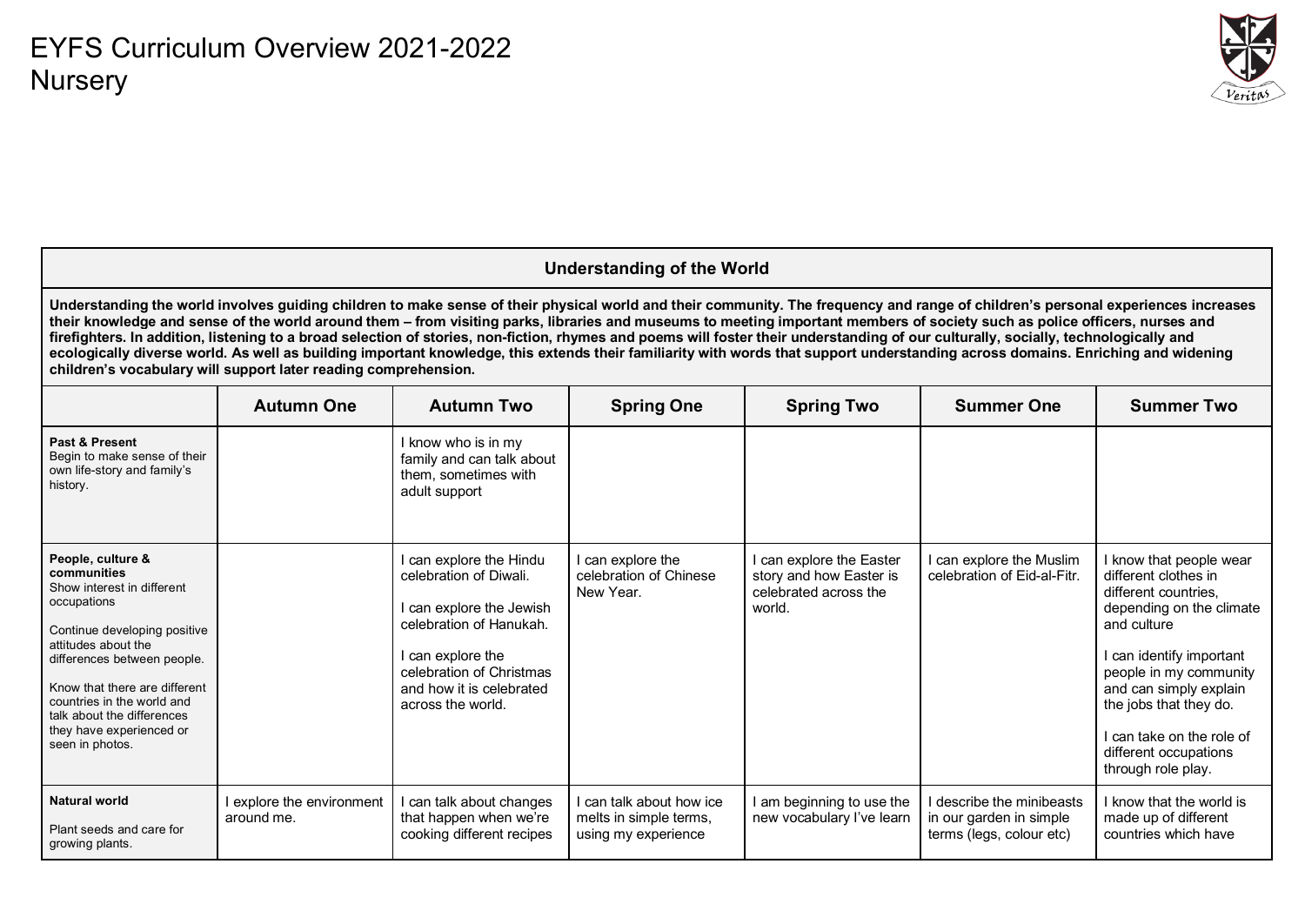# EYFS Curriculum Overview 2021-2022
## Nursery

| Understanding of the World | | | | | | |
|---|---|---|---|---|---|---|
| **Understanding the world involves guiding children to make sense of their physical world and their community. The frequency and range of children's personal experiences increases their knowledge and sense of the world around them – from visiting parks, libraries and museums to meeting important members of society such as police officers, nurses and firefighters. In addition, listening to a broad selection of stories, non-fiction, rhymes and poems will foster their understanding of our culturally, socially, technologically and ecologically diverse world. As well as building important knowledge, this extends their familiarity with words that support understanding across domains. Enriching and widening children's vocabulary will support later reading comprehension.** | | | | | | |
| | **Autumn One** | **Autumn Two** | **Spring One** | **Spring Two** | **Summer One** | **Summer Two** |
| **Past & Present**<br>Begin to make sense of their own life-story and family's history. | | I know who is in my family and can talk about them, sometimes with adult support | | | | |
| **People, culture & communities**<br>Show interest in different occupations<br><br>Continue developing positive attitudes about the differences between people.<br><br>Know that there are different countries in the world and talk about the differences they have experienced or seen in photos. | | I can explore the Hindu celebration of Diwali.<br><br>I can explore the Jewish celebration of Hanukah.<br><br>I can explore the celebration of Christmas and how it is celebrated across the world. | I can explore the celebration of Chinese New Year. | I can explore the Easter story and how Easter is celebrated across the world. | I can explore the Muslim celebration of Eid-al-Fitr. | I know that people wear different clothes in different countries, depending on the climate and culture<br><br>I can identify important people in my community and can simply explain the jobs that they do.<br><br>I can take on the role of different occupations through role play. |
| **Natural world**<br><br>Plant seeds and care for growing plants. | I explore the environment around me. | I can talk about changes that happen when we're cooking different recipes | I can talk about how ice melts in simple terms, using my experience | I am beginning to use the new vocabulary I've learn | I describe the minibeasts in our garden in simple terms (legs, colour etc) | I know that the world is made up of different countries which have |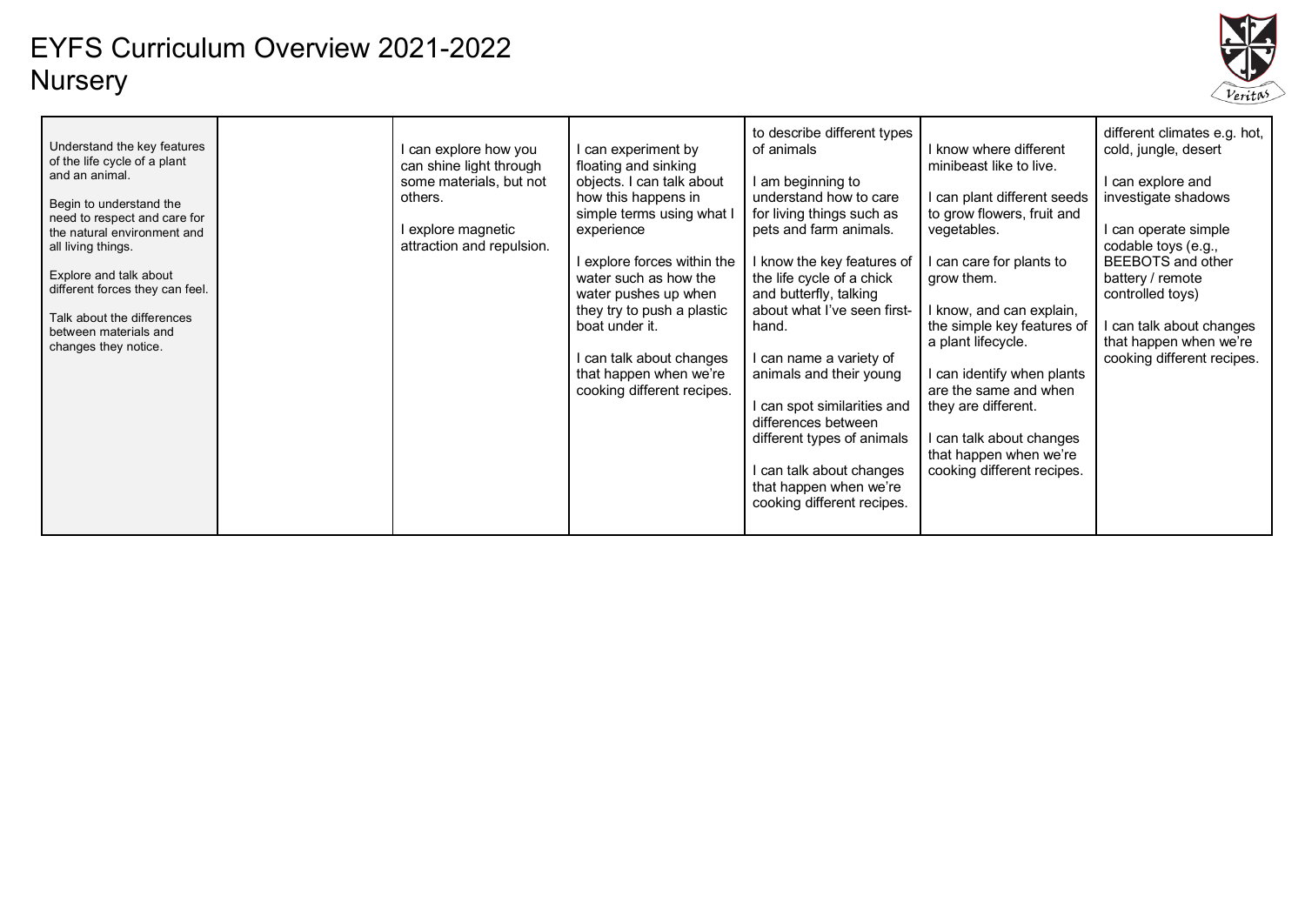# EYFS Curriculum Overview 2021-2022
## Nursery

| | | | | | | |
|---|---|---|---|---|---|---|
| Understand the key features of the life cycle of a plant and an animal.<br><br>Begin to understand the need to respect and care for the natural environment and all living things.<br><br>Explore and talk about different forces they can feel.<br><br>Talk about the differences between materials and changes they notice. | | I can explore how you can shine light through some materials, but not others.<br><br>I explore magnetic attraction and repulsion. | I can experiment by floating and sinking objects. I can talk about how this happens in simple terms using what I experience<br><br>I explore forces within the water such as how the water pushes up when they try to push a plastic boat under it.<br><br>I can talk about changes that happen when we're cooking different recipes. | to describe different types of animals<br><br>I am beginning to understand how to care for living things such as pets and farm animals.<br><br>I know the key features of the life cycle of a chick and butterfly, talking about what I've seen first-hand.<br><br>I can name a variety of animals and their young<br><br>I can spot similarities and differences between different types of animals<br><br>I can talk about changes that happen when we're cooking different recipes. | I know where different minibeast like to live.<br><br>I can plant different seeds to grow flowers, fruit and vegetables.<br><br>I can care for plants to grow them.<br><br>I know, and can explain, the simple key features of a plant lifecycle.<br><br>I can identify when plants are the same and when they are different.<br><br>I can talk about changes that happen when we're cooking different recipes. | different climates e.g. hot, cold, jungle, desert<br><br>I can explore and investigate shadows<br><br>I can operate simple codable toys (e.g., BEEBOTS and other battery / remote controlled toys)<br><br>I can talk about changes that happen when we're cooking different recipes. |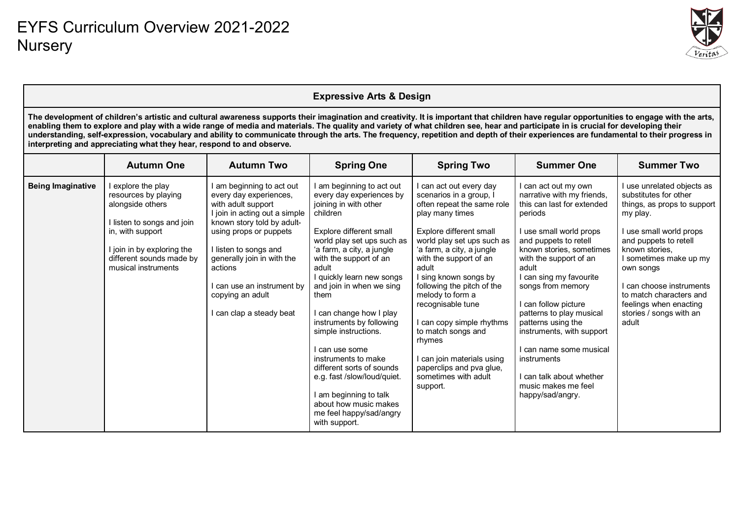# EYFS Curriculum Overview 2021-2022
## Nursery

| Expressive Arts & Design | | | | | | |
|---|---|---|---|---|---|---|
| **The development of children's artistic and cultural awareness supports their imagination and creativity. It is important that children have regular opportunities to engage with the arts, enabling them to explore and play with a wide range of media and materials. The quality and variety of what children see, hear and participate in is crucial for developing their understanding, self-expression, vocabulary and ability to communicate through the arts. The frequency, repetition and depth of their experiences are fundamental to their progress in interpreting and appreciating what they hear, respond to and observe.** | | | | | | |
| | **Autumn One** | **Autumn Two** | **Spring One** | **Spring Two** | **Summer One** | **Summer Two** |
| **Being Imaginative** | I explore the play resources by playing alongside others<br><br>I listen to songs and join in, with support<br><br>I join in by exploring the different sounds made by musical instruments | I am beginning to act out every day experiences, with adult support<br>I join in acting out a simple known story told by adult-using props or puppets<br><br>I listen to songs and generally join in with the actions<br><br>I can use an instrument by copying an adult<br><br>I can clap a steady beat | I am beginning to act out every day experiences by joining in with other children<br><br>Explore different small world play set ups such as 'a farm, a city, a jungle with the support of an adult<br>I quickly learn new songs and join in when we sing them<br><br>I can change how I play instruments by following simple instructions.<br><br>I can use some instruments to make different sorts of sounds e.g. fast /slow/loud/quiet.<br><br>I am beginning to talk about how music makes me feel happy/sad/angry with support. | I can act out every day scenarios in a group, I often repeat the same role play many times<br><br>Explore different small world play set ups such as 'a farm, a city, a jungle with the support of an adult<br>I sing known songs by following the pitch of the melody to form a recognisable tune<br><br>I can copy simple rhythms to match songs and rhymes<br><br>I can join materials using paperclips and pva glue, sometimes with adult support. | I can act out my own narrative with my friends, this can last for extended periods<br><br>I use small world props and puppets to retell known stories, sometimes with the support of an adult<br>I can sing my favourite songs from memory<br><br>I can follow picture patterns to play musical patterns using the instruments, with support<br><br>I can name some musical instruments<br><br>I can talk about whether music makes me feel happy/sad/angry. | I use unrelated objects as substitutes for other things, as props to support my play.<br><br>I use small world props and puppets to retell known stories,<br>I sometimes make up my own songs<br><br>I can choose instruments to match characters and feelings when enacting stories / songs with an adult |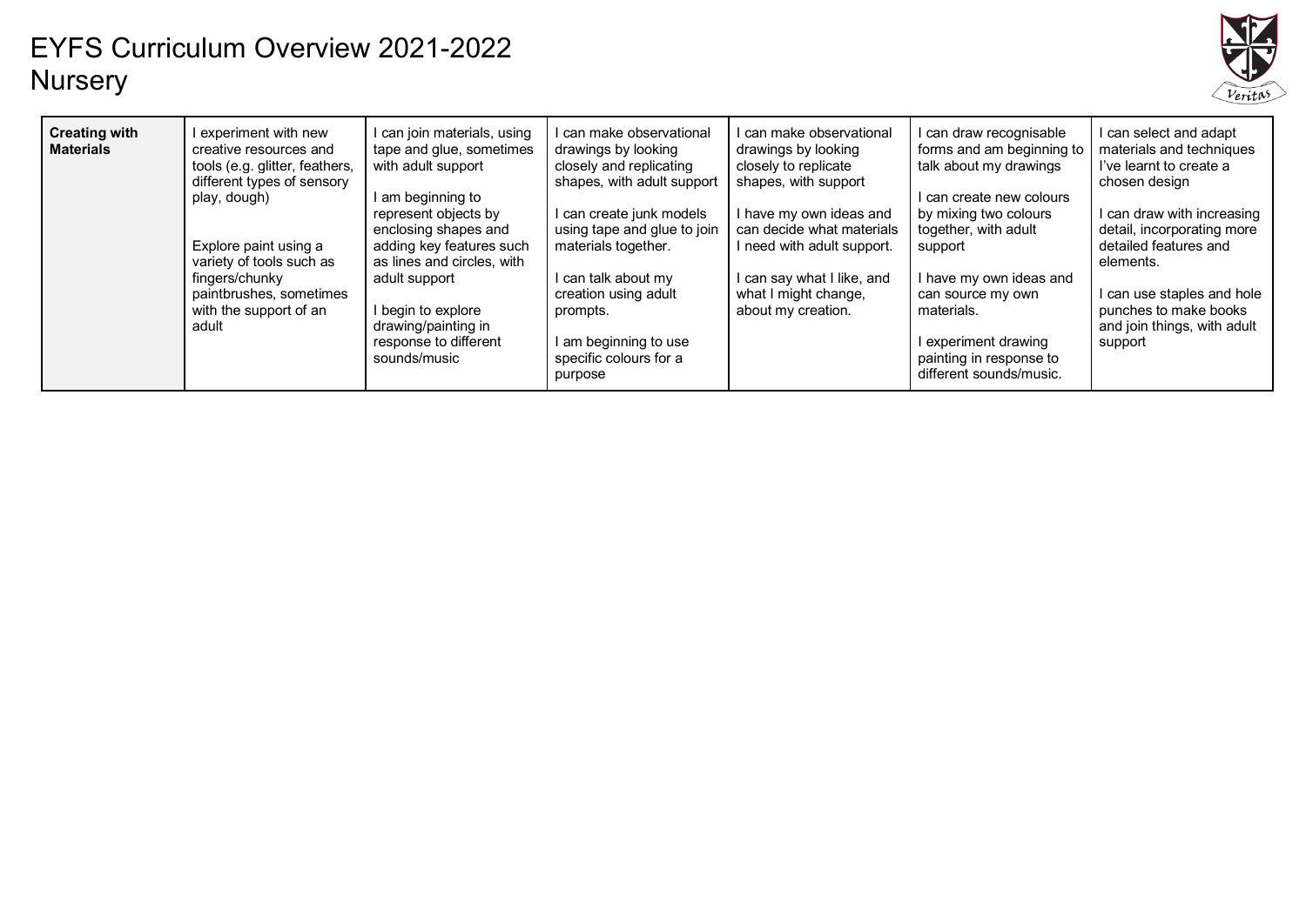# EYFS Curriculum Overview 2021-2022
# Nursery

| **Creating with Materials** | I experiment with new creative resources and tools (e.g. glitter, feathers, different types of sensory play, dough)<br><br>Explore paint using a variety of tools such as fingers/chunky paintbrushes, sometimes with the support of an adult | I can join materials, using tape and glue, sometimes with adult support<br><br>I am beginning to represent objects by enclosing shapes and adding key features such as lines and circles, with adult support<br><br>I begin to explore drawing/painting in response to different sounds/music | I can make observational drawings by looking closely and replicating shapes, with adult support<br><br>I can create junk models using tape and glue to join materials together.<br><br>I can talk about my creation using adult prompts.<br><br>I am beginning to use specific colours for a purpose | I can make observational drawings by looking closely to replicate shapes, with support<br><br>I have my own ideas and can decide what materials I need with adult support.<br><br>I can say what I like, and what I might change, about my creation. | I can draw recognisable forms and am beginning to talk about my drawings<br><br>I can create new colours by mixing two colours together, with adult support<br><br>I have my own ideas and can source my own materials.<br><br>I experiment drawing painting in response to different sounds/music. | I can select and adapt materials and techniques I've learnt to create a chosen design<br><br>I can draw with increasing detail, incorporating more detailed features and elements.<br><br>I can use staples and hole punches to make books and join things, with adult support |
|---|---|---|---|---|---|---|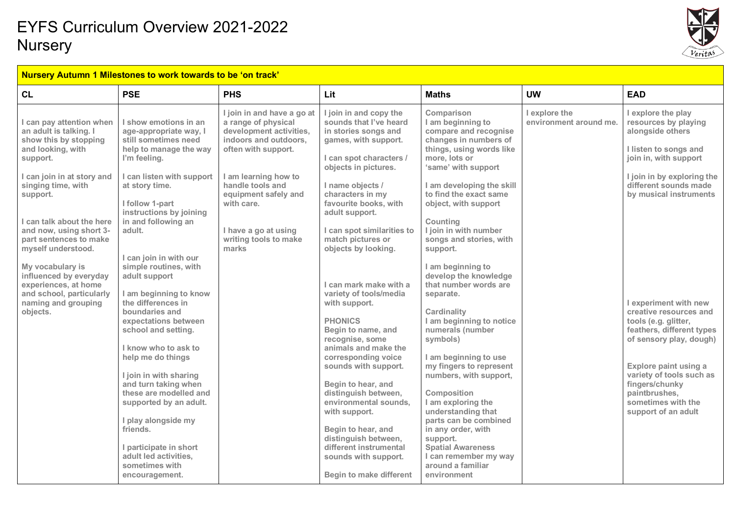# EYFS Curriculum Overview 2021-2022
# Nursery

| Nursery Autumn 1 Milestones to work towards to be 'on track' | | | | | | |
|---|---|---|---|---|---|---|
| **CL** | **PSE** | **PHS** | **Lit** | **Maths** | **UW** | **EAD** |
| I can pay attention when an adult is talking. I show this by stopping and looking, with support.<br><br>I can join in at story and singing time, with support.<br><br>I can talk about the here and now, using short 3-part sentences to make myself understood.<br><br>My vocabulary is influenced by everyday experiences, at home and school, particularly naming and grouping objects. | I show emotions in an age-appropriate way, I still sometimes need help to manage the way I'm feeling.<br><br>I can listen with support at story time.<br><br>I follow 1-part instructions by joining in and following an adult.<br><br>I can join in with our simple routines, with adult support<br><br>I am beginning to know the differences in boundaries and expectations between school and setting.<br><br>I know who to ask to help me do things<br><br>I join in with sharing and turn taking when these are modelled and supported by an adult.<br><br>I play alongside my friends.<br><br>I participate in short adult led activities, sometimes with encouragement. | I join in and have a go at a range of physical development activities, indoors and outdoors, often with support.<br><br>I am learning how to handle tools and equipment safely and with care.<br><br>I have a go at using writing tools to make marks | I join in and copy the sounds that I've heard in stories songs and games, with support.<br><br>I can spot characters / objects in pictures.<br><br>I name objects / characters in my favourite books, with adult support.<br><br>I can spot similarities to match pictures or objects by looking.<br><br>I can mark make with a variety of tools/media with support.<br><br>PHONICS<br>Begin to name, and recognise, some animals and make the corresponding voice sounds with support.<br><br>Begin to hear, and distinguish between, environmental sounds, with support.<br><br>Begin to hear, and distinguish between, different instrumental sounds with support.<br><br>Begin to make different | Comparison<br>I am beginning to compare and recognise changes in numbers of things, using words like more, lots or 'same' with support<br><br>I am developing the skill to find the exact same object, with support<br><br>Counting<br>I join in with number songs and stories, with support.<br><br>I am beginning to develop the knowledge that number words are separate.<br><br>Cardinality<br>I am beginning to notice numerals (number symbols)<br><br>I am beginning to use my fingers to represent numbers, with support,<br><br>Composition<br>I am exploring the understanding that parts can be combined in any order, with support.<br>Spatial Awareness<br>I can remember my way around a familiar environment | I explore the environment around me. | I explore the play resources by playing alongside others<br><br>I listen to songs and join in, with support<br><br>I join in by exploring the different sounds made by musical instruments<br><br>I experiment with new creative resources and tools (e.g. glitter, feathers, different types of sensory play, dough)<br><br>Explore paint using a variety of tools such as fingers/chunky paintbrushes, sometimes with the support of an adult |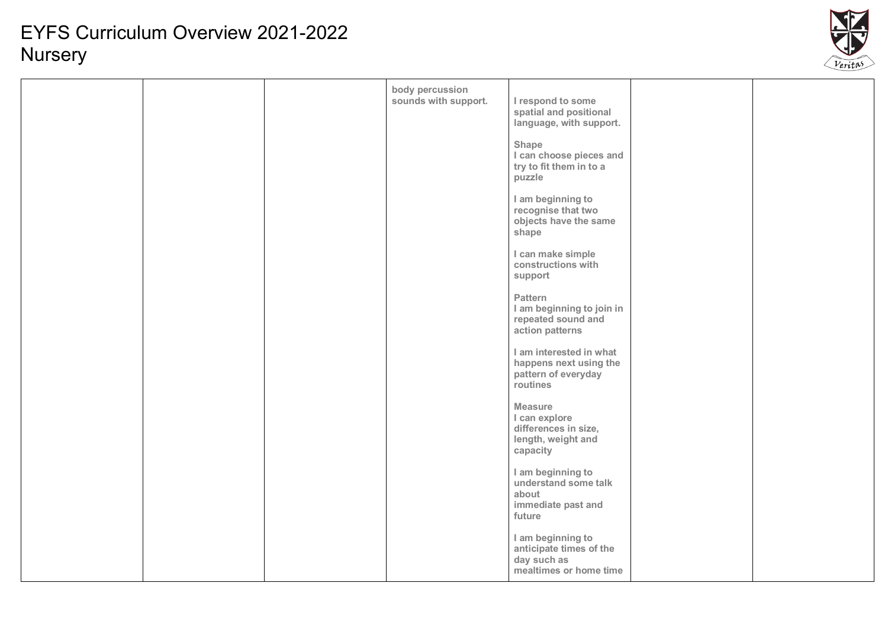# EYFS Curriculum Overview 2021-2022
## Nursery

| | | | | | | |
|---|---|---|---|---|---|---|
| | | | body percussion sounds with support. | I respond to some spatial and positional language, with support.<br><br>Shape<br>I can choose pieces and try to fit them in to a puzzle<br><br>I am beginning to recognise that two objects have the same shape<br><br>I can make simple constructions with support<br><br>Pattern<br>I am beginning to join in repeated sound and action patterns<br><br>I am interested in what happens next using the pattern of everyday routines<br><br>Measure<br>I can explore differences in size, length, weight and capacity<br><br>I am beginning to understand some talk about immediate past and future<br><br>I am beginning to anticipate times of the day such as mealtimes or home time | | |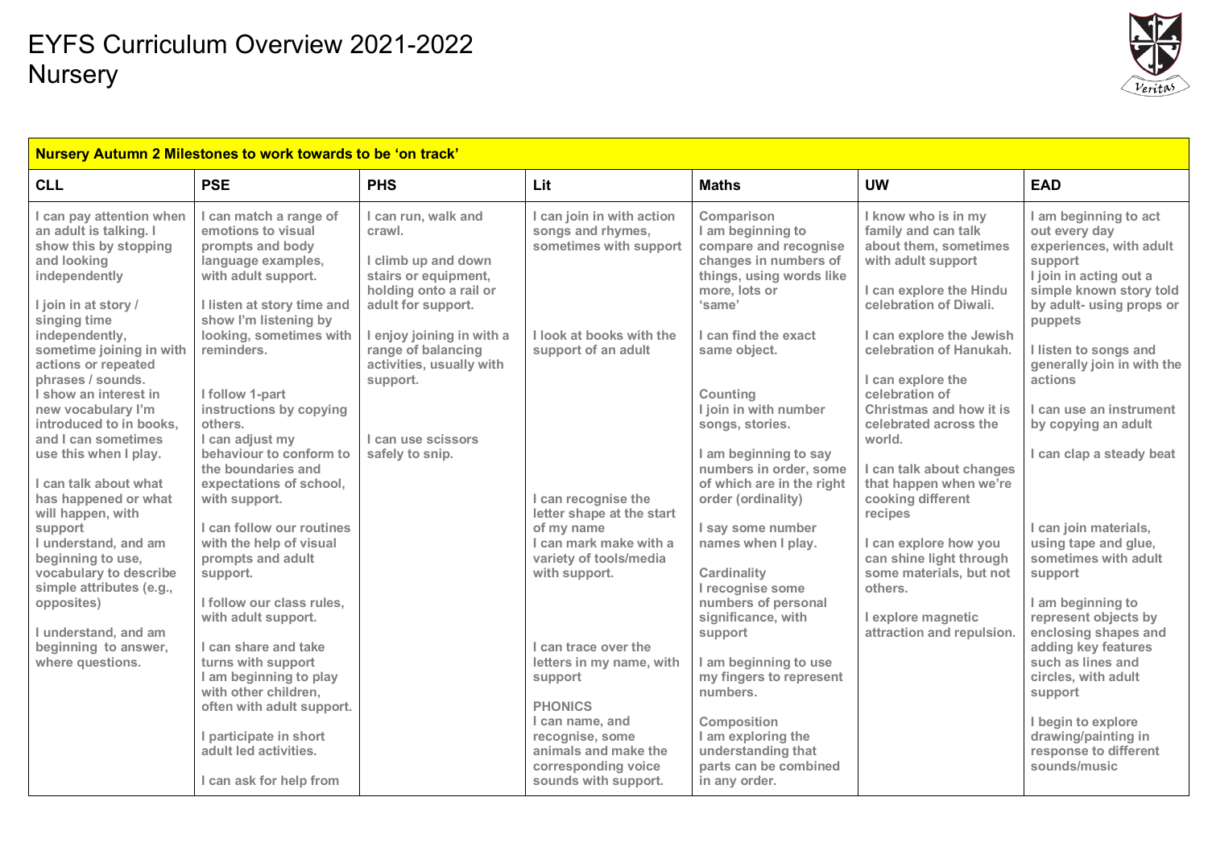# EYFS Curriculum Overview 2021-2022
## Nursery

| Nursery Autumn 2 Milestones to work towards to be 'on track' | | | | | | |
|---|---|---|---|---|---|---|
| **CLL** | **PSE** | **PHS** | **Lit** | **Maths** | **UW** | **EAD** |
| I can pay attention when an adult is talking. I show this by stopping and looking independently<br><br>I join in at story / singing time independently, sometime joining in with actions or repeated phrases / sounds.<br>I show an interest in new vocabulary I'm introduced to in books, and I can sometimes use this when I play.<br><br>I can talk about what has happened or what will happen, with support<br>I understand, and am beginning to use, vocabulary to describe simple attributes (e.g., opposites)<br><br>I understand, and am beginning to answer, where questions. | I can match a range of emotions to visual prompts and body language examples, with adult support.<br><br>I listen at story time and show I'm listening by looking, sometimes with reminders.<br><br>I follow 1-part instructions by copying others.<br>I can adjust my behaviour to conform to the boundaries and expectations of school, with support.<br><br>I can follow our routines with the help of visual prompts and adult support.<br><br>I follow our class rules, with adult support.<br><br>I can share and take turns with support<br>I am beginning to play with other children, often with adult support.<br><br>I participate in short adult led activities.<br><br>I can ask for help from | I can run, walk and crawl.<br><br>I climb up and down stairs or equipment, holding onto a rail or adult for support.<br><br>I enjoy joining in with a range of balancing activities, usually with support.<br><br>I can use scissors safely to snip. | I can join in with action songs and rhymes, sometimes with support<br><br>I look at books with the support of an adult<br><br>I can recognise the letter shape at the start of my name<br>I can mark make with a variety of tools/media with support.<br><br>I can trace over the letters in my name, with support<br><br>**PHONICS**<br>I can name, and recognise, some animals and make the corresponding voice sounds with support. | Comparison<br>I am beginning to compare and recognise changes in numbers of things, using words like more, lots or 'same'<br><br>I can find the exact same object.<br><br>Counting<br>I join in with number songs, stories.<br><br>I am beginning to say numbers in order, some of which are in the right order (ordinality)<br><br>I say some number names when I play.<br><br>Cardinality<br>I recognise some numbers of personal significance, with support<br><br>I am beginning to use my fingers to represent numbers.<br><br>Composition<br>I am exploring the understanding that parts can be combined in any order. | I know who is in my family and can talk about them, sometimes with adult support<br><br>I can explore the Hindu celebration of Diwali.<br><br>I can explore the Jewish celebration of Hanukah.<br><br>I can explore the celebration of Christmas and how it is celebrated across the world.<br><br>I can talk about changes that happen when we're cooking different recipes<br><br>I can explore how you can shine light through some materials, but not others.<br><br>I explore magnetic attraction and repulsion. | I am beginning to act out every day experiences, with adult support<br>I join in acting out a simple known story told by adult- using props or puppets<br><br>I listen to songs and generally join in with the actions<br><br>I can use an instrument by copying an adult<br><br>I can clap a steady beat<br><br>I can join materials, using tape and glue, sometimes with adult support<br><br>I am beginning to represent objects by enclosing shapes and adding key features such as lines and circles, with adult support<br><br>I begin to explore drawing/painting in response to different sounds/music |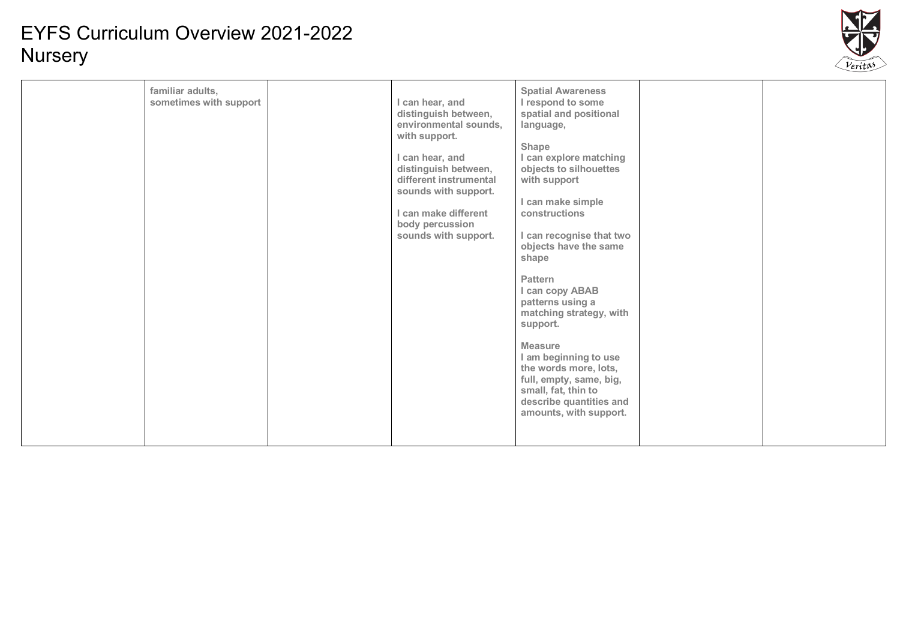# EYFS Curriculum Overview 2021-2022
Nursery

| | | | | | | |
|---|---|---|---|---|---|---|
| | familiar adults, sometimes with support | | I can hear, and distinguish between, environmental sounds, with support.<br><br>I can hear, and distinguish between, different instrumental sounds with support.<br><br>I can make different body percussion sounds with support. | Spatial Awareness<br>I respond to some spatial and positional language,<br><br>Shape<br>I can explore matching objects to silhouettes with support<br><br>I can make simple constructions<br><br>I can recognise that two objects have the same shape<br><br>Pattern<br>I can copy ABAB patterns using a matching strategy, with support.<br><br>Measure<br>I am beginning to use the words more, lots, full, empty, same, big, small, fat, thin to describe quantities and amounts, with support. | | |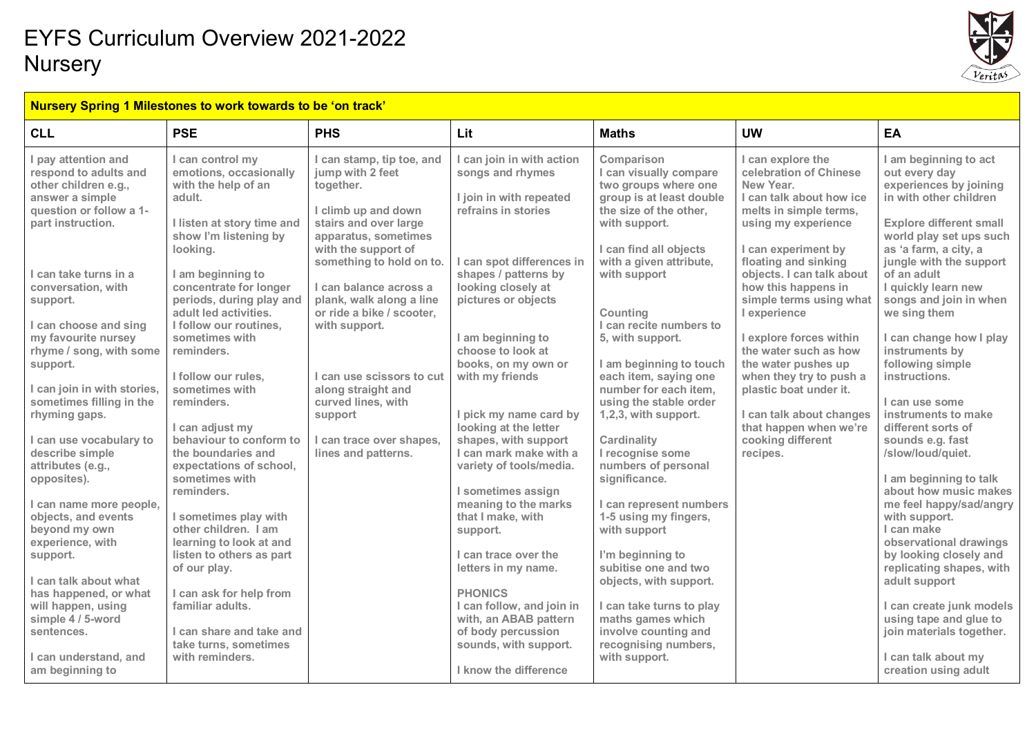# EYFS Curriculum Overview 2021-2022
# Nursery

| Nursery Spring 1 Milestones to work towards to be 'on track' | | | | | | |
|---|---|---|---|---|---|---|
| **CLL** | **PSE** | **PHS** | **Lit** | **Maths** | **UW** | **EA** |
| I pay attention and respond to adults and other children e.g., answer a simple question or follow a 1-part instruction.<br><br>I can take turns in a conversation, with support.<br><br>I can choose and sing my favourite nursey rhyme / song, with some support.<br><br>I can join in with stories, sometimes filling in the rhyming gaps.<br><br>I can use vocabulary to describe simple attributes (e.g., opposites).<br><br>I can name more people, objects, and events beyond my own experience, with support.<br><br>I can talk about what has happened, or what will happen, using simple 4 / 5-word sentences.<br><br>I can understand, and am beginning to | I can control my emotions, occasionally with the help of an adult.<br><br>I listen at story time and show I'm listening by looking.<br><br>I am beginning to concentrate for longer periods, during play and adult led activities.<br>I follow our routines, sometimes with reminders.<br><br>I follow our rules, sometimes with reminders.<br><br>I can adjust my behaviour to conform to the boundaries and expectations of school, sometimes with reminders.<br><br>I sometimes play with other children. I am learning to look at and listen to others as part of our play.<br><br>I can ask for help from familiar adults.<br><br>I can share and take and take turns, sometimes with reminders. | I can stamp, tip toe, and jump with 2 feet together.<br><br>I climb up and down stairs and over large apparatus, sometimes with the support of something to hold on to.<br><br>I can balance across a plank, walk along a line or ride a bike / scooter, with support.<br><br>I can use scissors to cut along straight and curved lines, with support<br><br>I can trace over shapes, lines and patterns. | I can join in with action songs and rhymes<br><br>I join in with repeated refrains in stories<br><br>I can spot differences in shapes / patterns by looking closely at pictures or objects<br><br>I am beginning to choose to look at books, on my own or with my friends<br><br>I pick my name card by looking at the letter shapes, with support<br>I can mark make with a variety of tools/media.<br><br>I sometimes assign meaning to the marks that I make, with support.<br><br>I can trace over the letters in my name.<br><br>PHONICS<br>I can follow, and join in with, an ABAB pattern of body percussion sounds, with support.<br><br>I know the difference | Comparison<br>I can visually compare two groups where one group is at least double the size of the other, with support.<br><br>I can find all objects with a given attribute, with support<br><br>Counting<br>I can recite numbers to 5, with support.<br><br>I am beginning to touch each item, saying one number for each item, using the stable order 1,2,3, with support.<br><br>Cardinality<br>I recognise some numbers of personal significance.<br><br>I can represent numbers 1-5 using my fingers, with support<br><br>I'm beginning to subitise one and two objects, with support.<br><br>I can take turns to play maths games which involve counting and recognising numbers, with support. | I can explore the celebration of Chinese New Year.<br>I can talk about how ice melts in simple terms, using my experience<br><br>I can experiment by floating and sinking objects. I can talk about how this happens in simple terms using what I experience<br><br>I explore forces within the water such as how the water pushes up when they try to push a plastic boat under it.<br><br>I can talk about changes that happen when we're cooking different recipes. | I am beginning to act out every day experiences by joining in with other children<br><br>Explore different small world play set ups such as 'a farm, a city, a jungle with the support of an adult<br>I quickly learn new songs and join in when we sing them<br><br>I can change how I play instruments by following simple instructions.<br><br>I can use some instruments to make different sorts of sounds e.g. fast /slow/loud/quiet.<br><br>I am beginning to talk about how music makes me feel happy/sad/angry with support.<br>I can make observational drawings by looking closely and replicating shapes, with adult support<br><br>I can create junk models using tape and glue to join materials together.<br><br>I can talk about my creation using adult |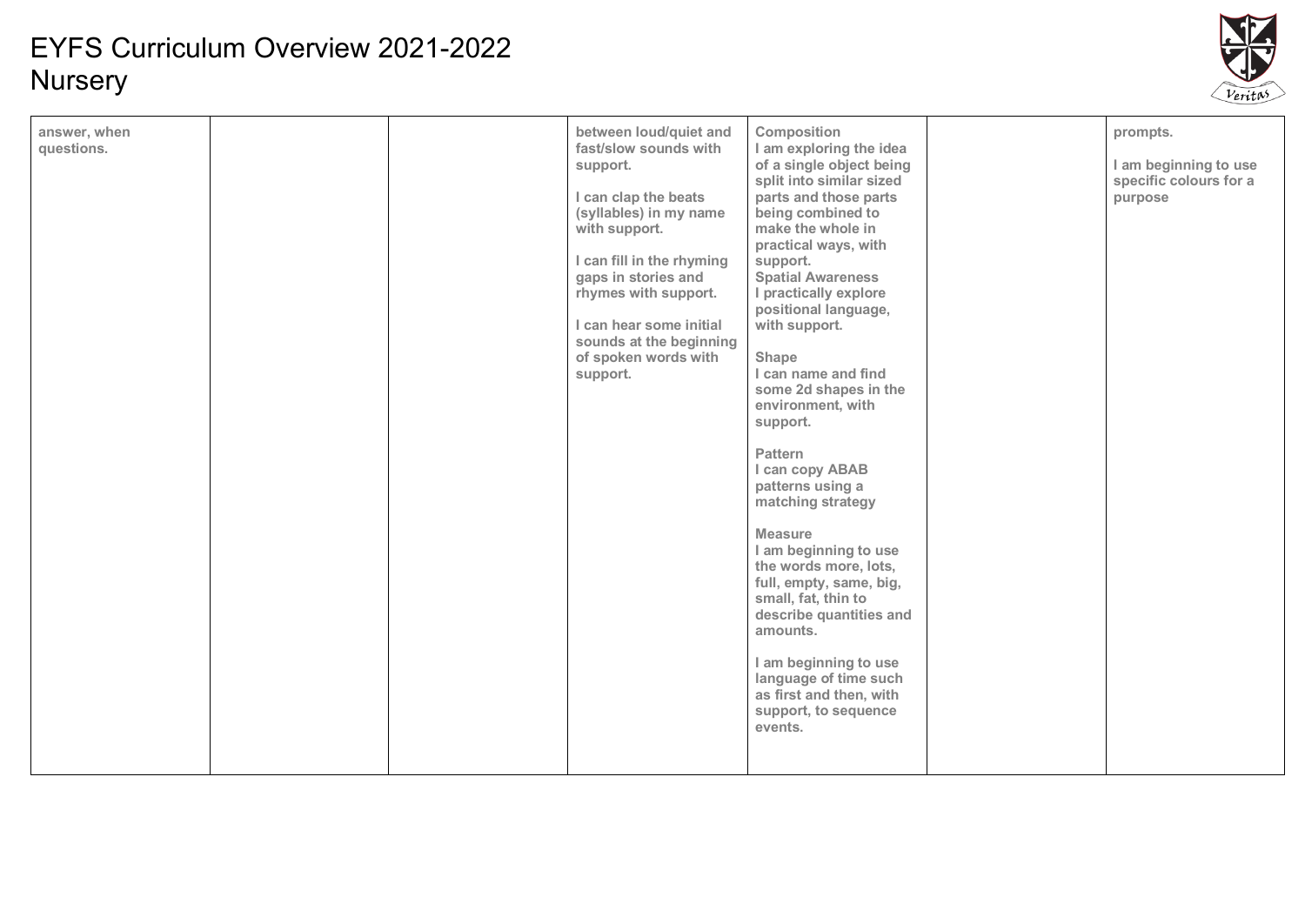# EYFS Curriculum Overview 2021-2022
## Nursery

| | | | | | | |
|---|---|---|---|---|---|---|
| **answer, when questions.** | | | **between loud/quiet and fast/slow sounds with support.**<br><br>**I can clap the beats (syllables) in my name with support.**<br><br>**I can fill in the rhyming gaps in stories and rhymes with support.**<br><br>**I can hear some initial sounds at the beginning of spoken words with support.** | **Composition**<br>**I am exploring the idea of a single object being split into similar sized parts and those parts being combined to make the whole in practical ways, with support.**<br>**Spatial Awareness**<br>**I practically explore positional language, with support.**<br><br>**Shape**<br>**I can name and find some 2d shapes in the environment, with support.**<br><br>**Pattern**<br>**I can copy ABAB patterns using a matching strategy**<br><br>**Measure**<br>**I am beginning to use the words more, lots, full, empty, same, big, small, fat, thin to describe quantities and amounts.**<br><br>**I am beginning to use language of time such as first and then, with support, to sequence events.** | | **prompts.**<br><br>**I am beginning to use specific colours for a purpose** |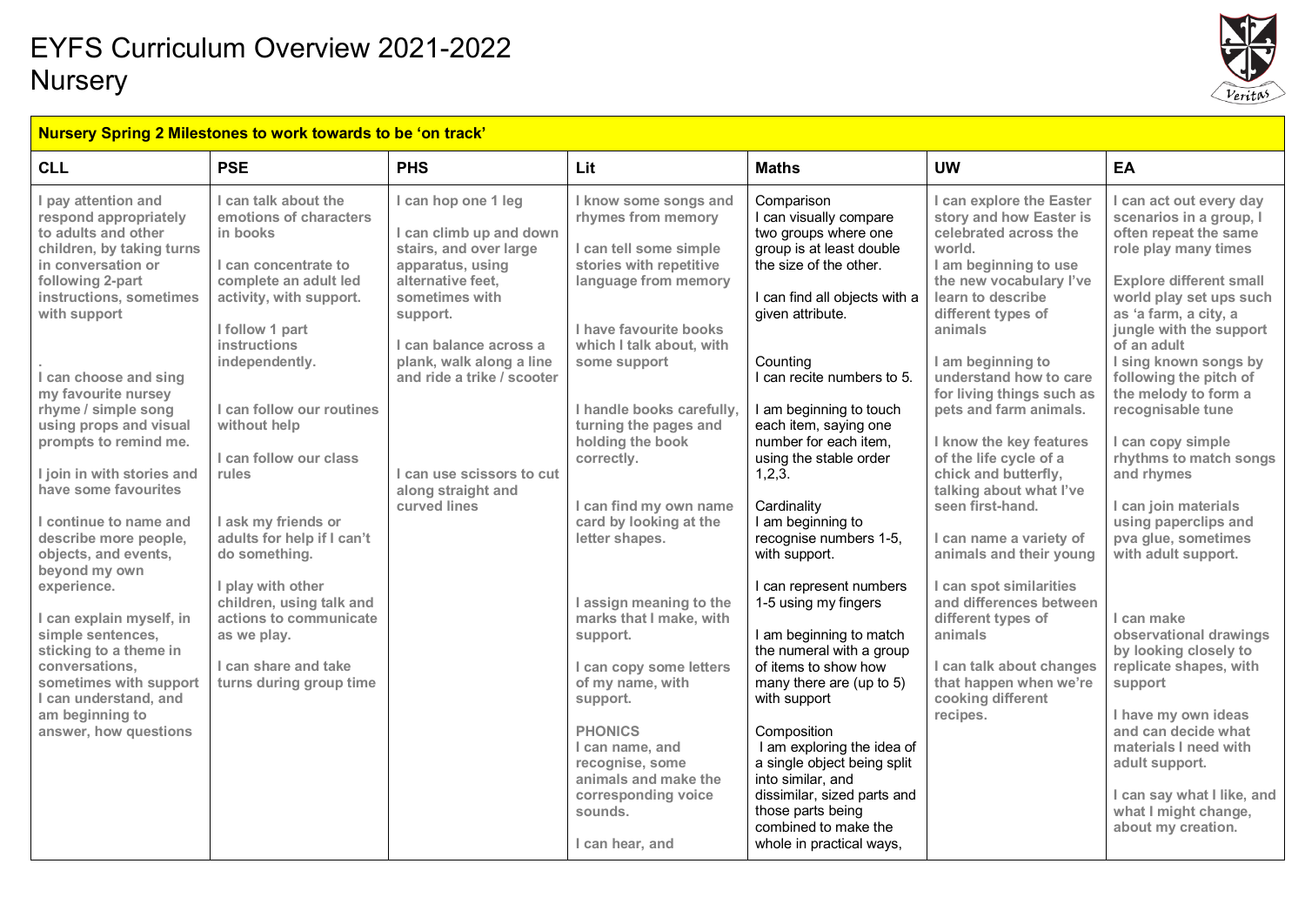# EYFS Curriculum Overview 2021-2022
# Nursery

| Nursery Spring 2 Milestones to work towards to be 'on track' | | | | | | |
|---|---|---|---|---|---|---|
| **CLL** | **PSE** | **PHS** | **Lit** | **Maths** | **UW** | **EA** |
| **I pay attention and respond appropriately to adults and other children, by taking turns in conversation or following 2-part instructions, sometimes with support**<br><br>.<br>**I can choose and sing my favourite nursey rhyme / simple song using props and visual prompts to remind me.**<br><br>**I join in with stories and have some favourites**<br><br>**I continue to name and describe more people, objects, and events, beyond my own experience.**<br><br>**I can explain myself, in simple sentences, sticking to a theme in conversations, sometimes with support**<br>**I can understand, and am beginning to answer, how questions** | **I can talk about the emotions of characters in books**<br><br>**I can concentrate to complete an adult led activity, with support.**<br><br>**I follow 1 part instructions independently.**<br><br>**I can follow our routines without help**<br><br>**I can follow our class rules**<br><br>**I ask my friends or adults for help if I can't do something.**<br><br>**I play with other children, using talk and actions to communicate as we play.**<br><br>**I can share and take turns during group time** | **I can hop one 1 leg**<br><br>**I can climb up and down stairs, and over large apparatus, using alternative feet, sometimes with support.**<br><br>**I can balance across a plank, walk along a line and ride a trike / scooter**<br><br>**I can use scissors to cut along straight and curved lines** | **I know some songs and rhymes from memory**<br><br>**I can tell some simple stories with repetitive language from memory**<br><br>**I have favourite books which I talk about, with some support**<br><br>**I handle books carefully, turning the pages and holding the book correctly.**<br><br>**I can find my own name card by looking at the letter shapes.**<br><br>**I assign meaning to the marks that I make, with support.**<br><br>**I can copy some letters of my name, with support.**<br><br>**PHONICS**<br>**I can name, and recognise, some animals and make the corresponding voice sounds.**<br><br>**I can hear, and** | Comparison<br>I can visually compare two groups where one group is at least double the size of the other.<br><br>I can find all objects with a given attribute.<br><br>Counting<br>I can recite numbers to 5.<br><br>I am beginning to touch each item, saying one number for each item, using the stable order 1,2,3.<br><br>Cardinality<br>I am beginning to recognise numbers 1-5, with support.<br><br>I can represent numbers 1-5 using my fingers<br><br>I am beginning to match the numeral with a group of items to show how many there are (up to 5) with support<br><br>Composition<br>I am exploring the idea of a single object being split into similar, and dissimilar, sized parts and those parts being combined to make the whole in practical ways, | **I can explore the Easter story and how Easter is celebrated across the world.**<br>**I am beginning to use the new vocabulary I've learn to describe different types of animals**<br><br>**I am beginning to understand how to care for living things such as pets and farm animals.**<br><br>**I know the key features of the life cycle of a chick and butterfly, talking about what I've seen first-hand.**<br><br>**I can name a variety of animals and their young**<br><br>**I can spot similarities and differences between different types of animals**<br><br>**I can talk about changes that happen when we're cooking different recipes.** | **I can act out every day scenarios in a group, I often repeat the same role play many times**<br><br>**Explore different small world play set ups such as 'a farm, a city, a jungle with the support of an adult**<br>**I sing known songs by following the pitch of the melody to form a recognisable tune**<br><br>**I can copy simple rhythms to match songs and rhymes**<br><br>**I can join materials using paperclips and pva glue, sometimes with adult support.**<br><br>**I can make observational drawings by looking closely to replicate shapes, with support**<br><br>**I have my own ideas and can decide what materials I need with adult support.**<br><br>**I can say what I like, and what I might change, about my creation.** |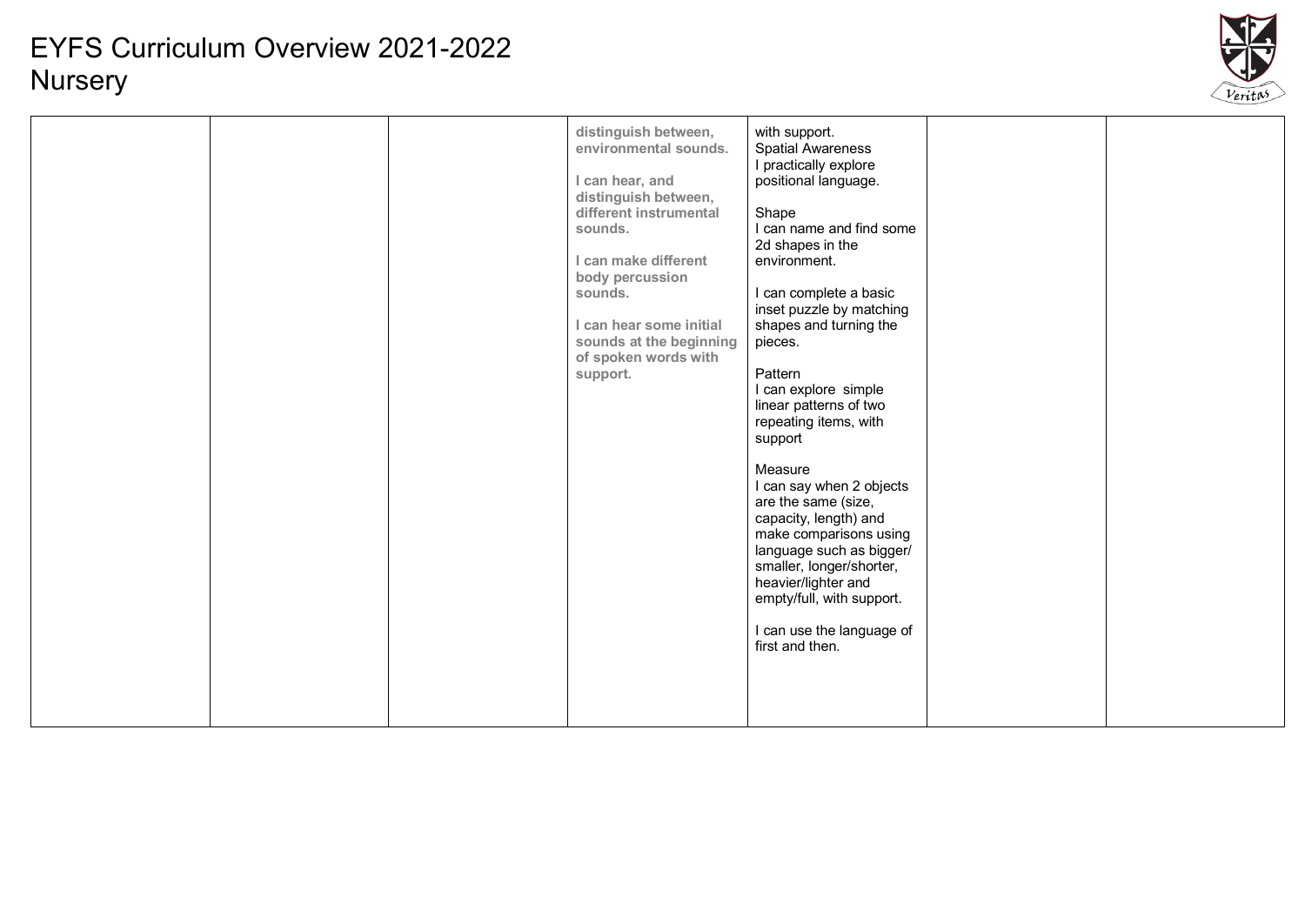# EYFS Curriculum Overview 2021-2022
## Nursery

| | | | | | | |
|---|---|---|---|---|---|---|
| | | | **distinguish between, environmental sounds.**<br><br>**I can hear, and distinguish between, different instrumental sounds.**<br><br>**I can make different body percussion sounds.**<br><br>**I can hear some initial sounds at the beginning of spoken words with support.** | with support.<br>Spatial Awareness<br>I practically explore positional language.<br><br>Shape<br>I can name and find some 2d shapes in the environment.<br><br>I can complete a basic inset puzzle by matching shapes and turning the pieces.<br><br>Pattern<br>I can explore simple linear patterns of two repeating items, with support<br><br>Measure<br>I can say when 2 objects are the same (size, capacity, length) and make comparisons using language such as bigger/ smaller, longer/shorter, heavier/lighter and empty/full, with support.<br><br>I can use the language of first and then. | | |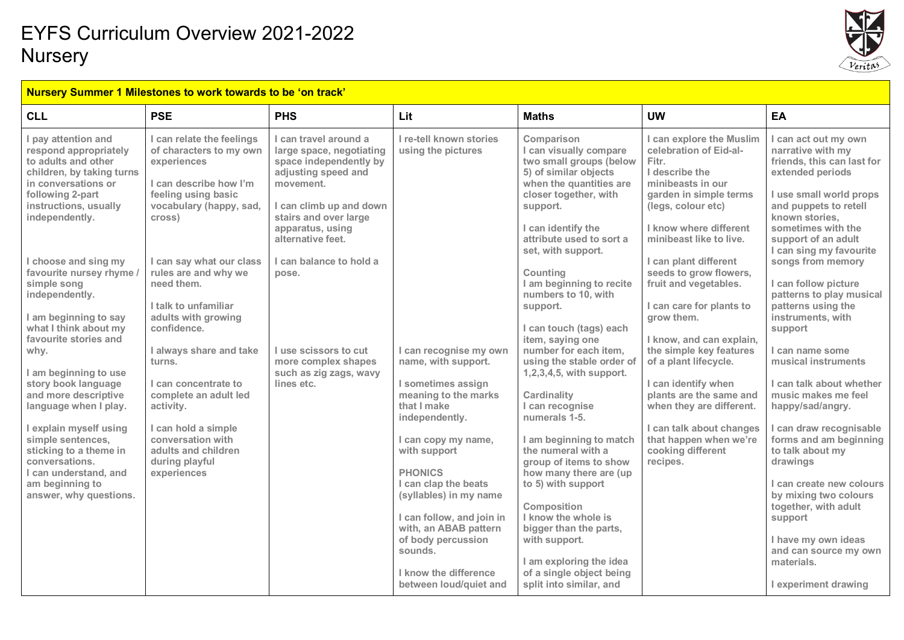# EYFS Curriculum Overview 2021-2022
# Nursery

| Nursery Summer 1 Milestones to work towards to be 'on track' | | | | | | |
|---|---|---|---|---|---|---|
| **CLL** | **PSE** | **PHS** | **Lit** | **Maths** | **UW** | **EA** |
| I pay attention and respond appropriately to adults and other children, by taking turns in conversations or following 2-part instructions, usually independently.<br><br>I choose and sing my favourite nursery rhyme / simple song independently.<br><br>I am beginning to say what I think about my favourite stories and why.<br><br>I am beginning to use story book language and more descriptive language when I play.<br><br>I explain myself using simple sentences, sticking to a theme in conversations.<br>I can understand, and am beginning to answer, why questions. | I can relate the feelings of characters to my own experiences<br><br>I can describe how I'm feeling using basic vocabulary (happy, sad, cross)<br><br>I can say what our class rules are and why we need them.<br><br>I talk to unfamiliar adults with growing confidence.<br><br>I always share and take turns.<br><br>I can concentrate to complete an adult led activity.<br><br>I can hold a simple conversation with adults and children during playful experiences | I can travel around a large space, negotiating space independently by adjusting speed and movement.<br><br>I can climb up and down stairs and over large apparatus, using alternative feet.<br><br>I can balance to hold a pose.<br><br>I use scissors to cut more complex shapes such as zig zags, wavy lines etc. | I re-tell known stories using the pictures<br><br>I can recognise my own name, with support.<br><br>I sometimes assign meaning to the marks that I make independently.<br><br>I can copy my name, with support<br><br>PHONICS<br>I can clap the beats (syllables) in my name<br><br>I can follow, and join in with, an ABAB pattern of body percussion sounds.<br><br>I know the difference between loud/quiet and | Comparison<br>I can visually compare two small groups (below 5) of similar objects when the quantities are closer together, with support.<br><br>I can identify the attribute used to sort a set, with support.<br><br>Counting<br>I am beginning to recite numbers to 10, with support.<br><br>I can touch (tags) each item, saying one number for each item, using the stable order of 1,2,3,4,5, with support.<br><br>Cardinality<br>I can recognise numerals 1-5.<br><br>I am beginning to match the numeral with a group of items to show how many there are (up to 5) with support<br><br>Composition<br>I know the whole is bigger than the parts, with support.<br><br>I am exploring the idea of a single object being split into similar, and | I can explore the Muslim celebration of Eid-al-Fitr.<br>I describe the minibeasts in our garden in simple terms (legs, colour etc)<br><br>I know where different minibeast like to live.<br><br>I can plant different seeds to grow flowers, fruit and vegetables.<br><br>I can care for plants to grow them.<br><br>I know, and can explain, the simple key features of a plant lifecycle.<br><br>I can identify when plants are the same and when they are different.<br><br>I can talk about changes that happen when we're cooking different recipes. | I can act out my own narrative with my friends, this can last for extended periods<br><br>I use small world props and puppets to retell known stories, sometimes with the support of an adult<br>I can sing my favourite songs from memory<br><br>I can follow picture patterns to play musical patterns using the instruments, with support<br><br>I can name some musical instruments<br><br>I can talk about whether music makes me feel happy/sad/angry.<br><br>I can draw recognisable forms and am beginning to talk about my drawings<br><br>I can create new colours by mixing two colours together, with adult support<br><br>I have my own ideas and can source my own materials.<br><br>I experiment drawing |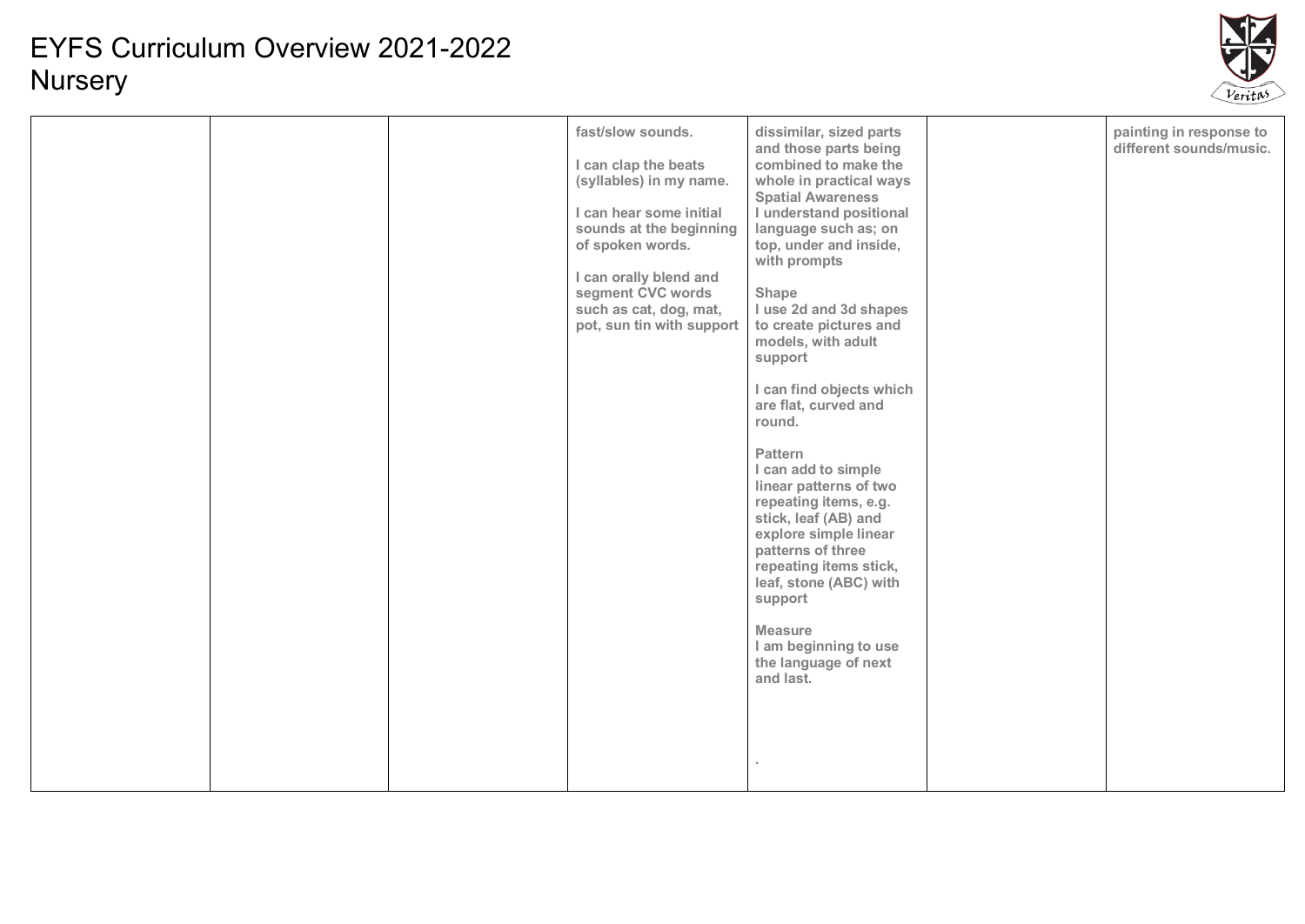# EYFS Curriculum Overview 2021-2022
Nursery

| | | | | | | |
|---|---|---|---|---|---|---|
| | | | fast/slow sounds.<br><br>I can clap the beats (syllables) in my name.<br><br>I can hear some initial sounds at the beginning of spoken words.<br><br>I can orally blend and segment CVC words such as cat, dog, mat, pot, sun tin with support | dissimilar, sized parts and those parts being combined to make the whole in practical ways<br>**Spatial Awareness**<br>I understand positional language such as; on top, under and inside, with prompts<br><br>**Shape**<br>I use 2d and 3d shapes to create pictures and models, with adult support<br><br>I can find objects which are flat, curved and round.<br><br>**Pattern**<br>I can add to simple linear patterns of two repeating items, e.g. stick, leaf (AB) and explore simple linear patterns of three repeating items stick, leaf, stone (ABC) with support<br><br>**Measure**<br>I am beginning to use the language of next and last.<br><br>. | | painting in response to different sounds/music. |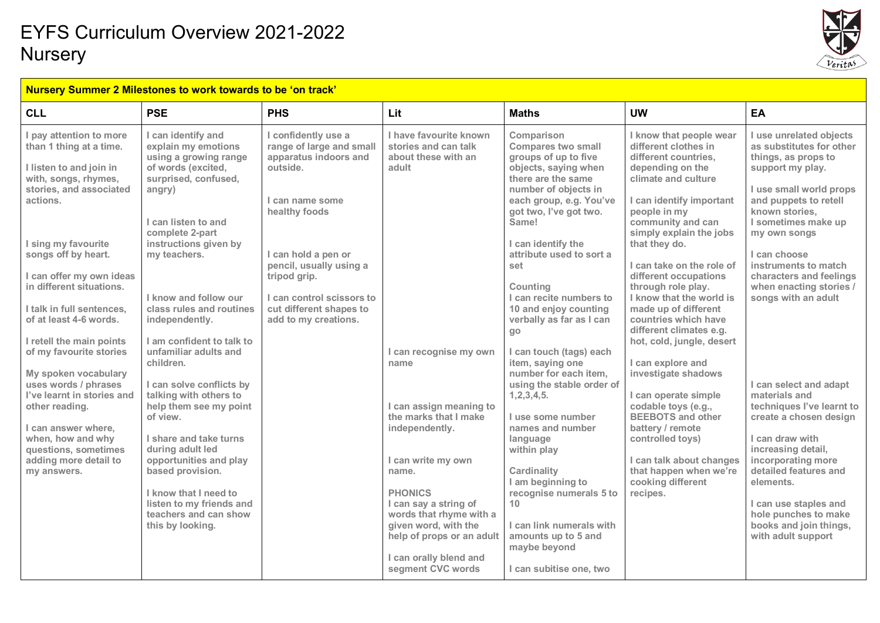# EYFS Curriculum Overview 2021-2022
# Nursery

| Nursery Summer 2 Milestones to work towards to be 'on track' | | | | | | |
|---|---|---|---|---|---|---|
| **CLL** | **PSE** | **PHS** | **Lit** | **Maths** | **UW** | **EA** |
| I pay attention to more than 1 thing at a time.<br><br>I listen to and join in with, songs, rhymes, stories, and associated actions.<br><br>I sing my favourite songs off by heart.<br><br>I can offer my own ideas in different situations.<br><br>I talk in full sentences, of at least 4-6 words.<br><br>I retell the main points of my favourite stories<br><br>My spoken vocabulary uses words / phrases I've learnt in stories and other reading.<br><br>I can answer where, when, how and why questions, sometimes adding more detail to my answers. | I can identify and explain my emotions using a growing range of words (excited, surprised, confused, angry)<br><br>I can listen to and complete 2-part instructions given by my teachers.<br><br>I know and follow our class rules and routines independently.<br><br>I am confident to talk to unfamiliar adults and children.<br><br>I can solve conflicts by talking with others to help them see my point of view.<br><br>I share and take turns during adult led opportunities and play based provision.<br><br>I know that I need to listen to my friends and teachers and can show this by looking. | I confidently use a range of large and small apparatus indoors and outside.<br><br>I can name some healthy foods<br><br>I can hold a pen or pencil, usually using a tripod grip.<br><br>I can control scissors to cut different shapes to add to my creations. | I have favourite known stories and can talk about these with an adult<br><br>I can recognise my own name<br><br>I can assign meaning to the marks that I make independently.<br><br>I can write my own name.<br><br>PHONICS<br>I can say a string of words that rhyme with a given word, with the help of props or an adult<br><br>I can orally blend and segment CVC words | Comparison<br>Compares two small groups of up to five objects, saying when there are the same number of objects in each group, e.g. You've got two, I've got two. Same!<br><br>I can identify the attribute used to sort a set<br><br>Counting<br>I can recite numbers to 10 and enjoy counting verbally as far as I can go<br><br>I can touch (tags) each item, saying one number for each item, using the stable order of 1,2,3,4,5.<br><br>I use some number names and number language within play<br><br>Cardinality<br>I am beginning to recognise numerals 5 to 10<br><br>I can link numerals with amounts up to 5 and maybe beyond<br><br>I can subitise one, two | I know that people wear different clothes in different countries, depending on the climate and culture<br><br>I can identify important people in my community and can simply explain the jobs that they do.<br><br>I can take on the role of different occupations through role play.<br>I know that the world is made up of different countries which have different climates e.g. hot, cold, jungle, desert<br><br>I can explore and investigate shadows<br><br>I can operate simple codable toys (e.g., BEEBOTS and other battery / remote controlled toys)<br><br>I can talk about changes that happen when we're cooking different recipes. | I use unrelated objects as substitutes for other things, as props to support my play.<br><br>I use small world props and puppets to retell known stories,<br>I sometimes make up my own songs<br><br>I can choose instruments to match characters and feelings when enacting stories / songs with an adult<br><br>I can select and adapt materials and techniques I've learnt to create a chosen design<br><br>I can draw with increasing detail, incorporating more detailed features and elements.<br><br>I can use staples and hole punches to make books and join things, with adult support |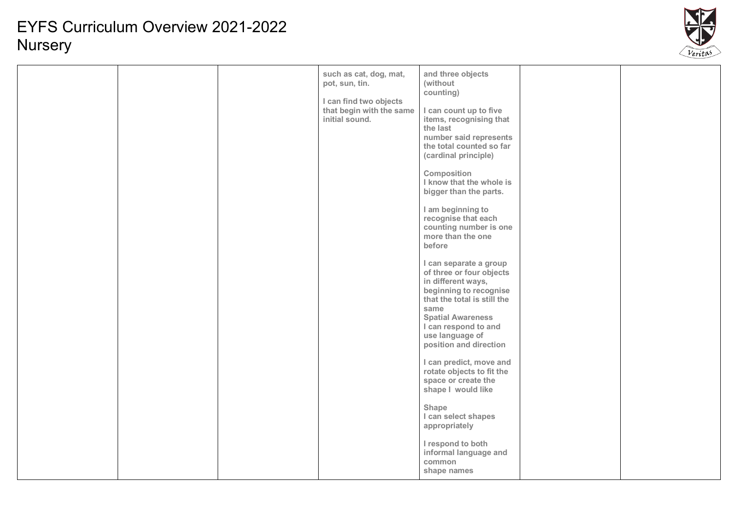# EYFS Curriculum Overview 2021-2022
Nursery

| | | | | | | |
|---|---|---|---|---|---|---|
| | | | such as cat, dog, mat, pot, sun, tin.<br><br>I can find two objects that begin with the same initial sound. | and three objects (without counting)<br><br>I can count up to five items, recognising that the last number said represents the total counted so far (cardinal principle)<br><br>Composition<br>I know that the whole is bigger than the parts.<br><br>I am beginning to recognise that each counting number is one more than the one before<br><br>I can separate a group of three or four objects in different ways, beginning to recognise that the total is still the same<br>Spatial Awareness<br>I can respond to and use language of position and direction<br><br>I can predict, move and rotate objects to fit the space or create the shape I would like<br><br>Shape<br>I can select shapes appropriately<br><br>I respond to both informal language and common shape names | | |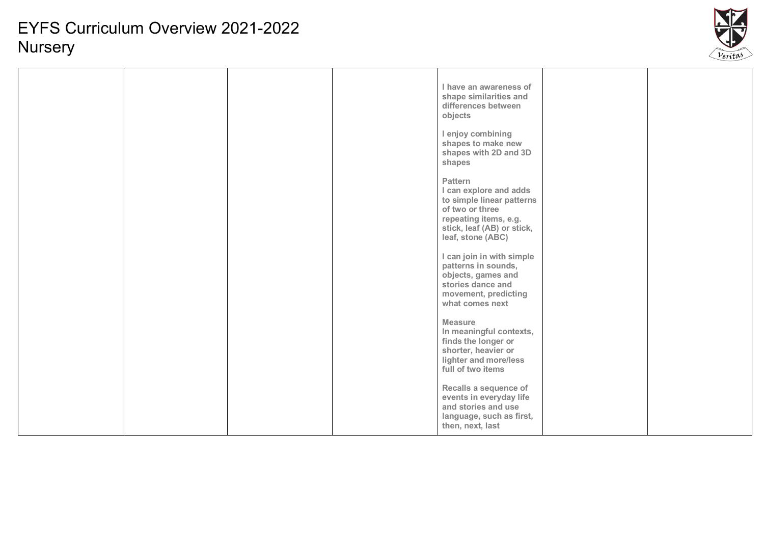# EYFS Curriculum Overview 2021-2022
Nursery

| | | | | | | |
|---|---|---|---|---|---|---|
| | | | | I have an awareness of shape similarities and differences between objects<br><br>I enjoy combining shapes to make new shapes with 2D and 3D shapes<br><br>Pattern<br>I can explore and adds to simple linear patterns of two or three repeating items, e.g. stick, leaf (AB) or stick, leaf, stone (ABC)<br><br>I can join in with simple patterns in sounds, objects, games and stories dance and movement, predicting what comes next<br><br>Measure<br>In meaningful contexts, finds the longer or shorter, heavier or lighter and more/less full of two items<br><br>Recalls a sequence of events in everyday life and stories and use language, such as first, then, next, last | | |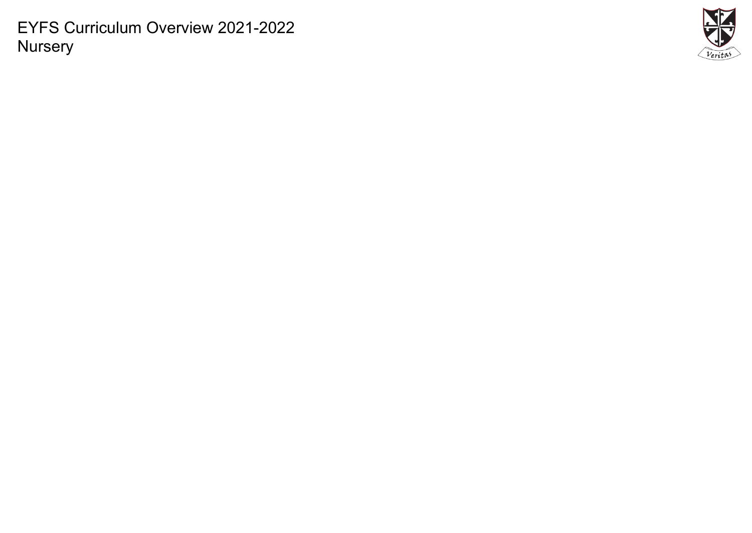EYFS Curriculum Overview 2021-2022
Nursery